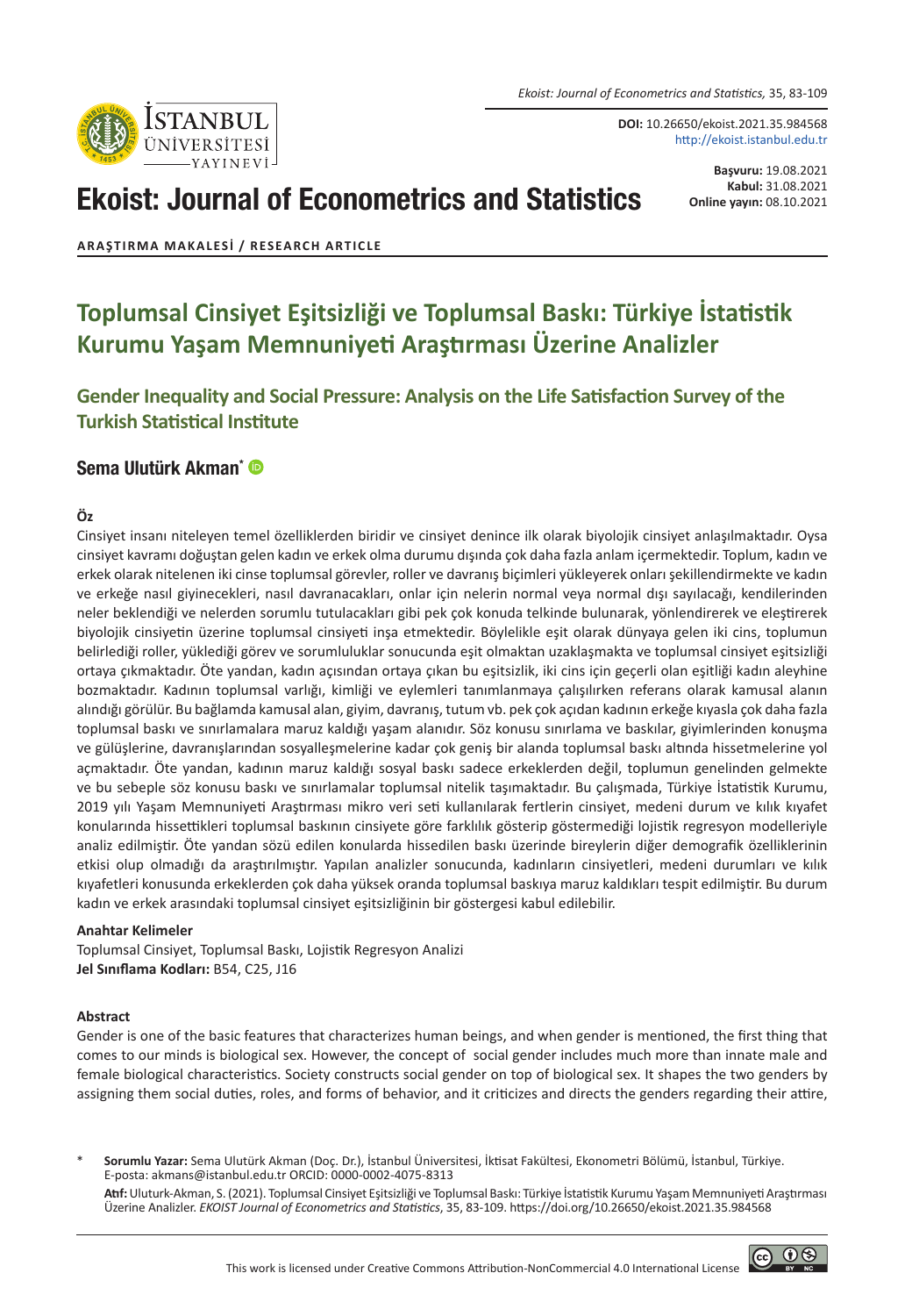**DOI:** 10.26650/ekoist.2021.35.984568
http://ekoist.istanbul.edu.tr

**Başvuru:** 19.08.2021
**Kabul:** 31.08.2021
**Online yayın:** 08.10.2021

# Ekoist: Journal of Econometrics and Statistics

**ARAŞTIRMA MAKALESİ / RESEARCH ARTICLE**

# Toplumsal Cinsiyet Eşitsizliği ve Toplumsal Baskı: Türkiye İstatistik Kurumu Yaşam Memnuniyeti Araştırması Üzerine Analizler

## Gender Inequality and Social Pressure: Analysis on the Life Satisfaction Survey of the Turkish Statistical Institute

### Sema Ulutürk Akman*

#### Öz

Cinsiyet insanı niteleyen temel özelliklerden biridir ve cinsiyet denince ilk olarak biyolojik cinsiyet anlaşılmaktadır. Oysa cinsiyet kavramı doğuştan gelen kadın ve erkek olma durumu dışında çok daha fazla anlam içermektedir. Toplum, kadın ve erkek olarak nitelenen iki cinse toplumsal görevler, roller ve davranış biçimleri yükleyerek onları şekillendirmekte ve kadın ve erkeğe nasıl giyinecekleri, nasıl davranacakları, onlar için nelerin normal veya normal dışı sayılacağı, kendilerinden neler beklendiği ve nelerden sorumlu tutulacakları gibi pek çok konuda telkinde bulunarak, yönlendirerek ve eleştirerek biyolojik cinsiyetin üzerine toplumsal cinsiyeti inşa etmektedir. Böylelikle eşit olarak dünyaya gelen iki cins, toplumun belirlediği roller, yüklediği görev ve sorumluluklar sonucunda eşit olmaktan uzaklaşmakta ve toplumsal cinsiyet eşitsizliği ortaya çıkmaktadır. Öte yandan, kadın açısından ortaya çıkan bu eşitsizlik, iki cins için geçerli olan eşitliği kadın aleyhine bozmaktadır. Kadının toplumsal varlığı, kimliği ve eylemleri tanımlanmaya çalışılırken referans olarak kamusal alanın alındığı görülür. Bu bağlamda kamusal alan, giyim, davranış, tutum vb. pek çok açıdan kadının erkeğe kıyasla çok daha fazla toplumsal baskı ve sınırlamalara maruz kaldığı yaşam alanıdır. Söz konusu sınırlama ve baskılar, giyimlerinden konuşma ve gülüşlerine, davranışlarından sosyalleşmelerine kadar çok geniş bir alanda toplumsal baskı altında hissetmelerine yol açmaktadır. Öte yandan, kadının maruz kaldığı sosyal baskı sadece erkeklerden değil, toplumun genelinden gelmekte ve bu sebeple söz konusu baskı ve sınırlamalar toplumsal nitelik taşımaktadır. Bu çalışmada, Türkiye İstatistik Kurumu, 2019 yılı Yaşam Memnuniyeti Araştırması mikro veri seti kullanılarak fertlerin cinsiyet, medeni durum ve kılık kıyafet konularında hissettikleri toplumsal baskının cinsiyete göre farklılık gösterip göstermediği lojistik regresyon modelleriyle analiz edilmiştir. Öte yandan sözü edilen konularda hissedilen baskı üzerinde bireylerin diğer demografik özelliklerinin etkisi olup olmadığı da araştırılmıştır. Yapılan analizler sonucunda, kadınların cinsiyetleri, medeni durumları ve kılık kıyafetleri konusunda erkeklerden çok daha yüksek oranda toplumsal baskıya maruz kaldıkları tespit edilmiştir. Bu durum kadın ve erkek arasındaki toplumsal cinsiyet eşitsizliğinin bir göstergesi kabul edilebilir.

**Anahtar Kelimeler**
Toplumsal Cinsiyet, Toplumsal Baskı, Lojistik Regresyon Analizi
**Jel Sınıflama Kodları:** B54, C25, J16

#### Abstract

Gender is one of the basic features that characterizes human beings, and when gender is mentioned, the first thing that comes to our minds is biological sex. However, the concept of social gender includes much more than innate male and female biological characteristics. Society constructs social gender on top of biological sex. It shapes the two genders by assigning them social duties, roles, and forms of behavior, and it criticizes and directs the genders regarding their attire,

\* **Sorumlu Yazar:** Sema Ulutürk Akman (Doç. Dr.), İstanbul Üniversitesi, İktisat Fakültesi, Ekonometri Bölümü, İstanbul, Türkiye. E-posta: akmans@istanbul.edu.tr ORCID: 0000-0002-4075-8313

**Atıf:** Uluturk-Akman, S. (2021). Toplumsal Cinsiyet Eşitsizliği ve Toplumsal Baskı: Türkiye İstatistik Kurumu Yaşam Memnuniyeti Araştırması Üzerine Analizler. *EKOIST Journal of Econometrics and Statistics*, 35, 83-109. https://doi.org/10.26650/ekoist.2021.35.984568

This work is licensed under Creative Commons Attribution-NonCommercial 4.0 International License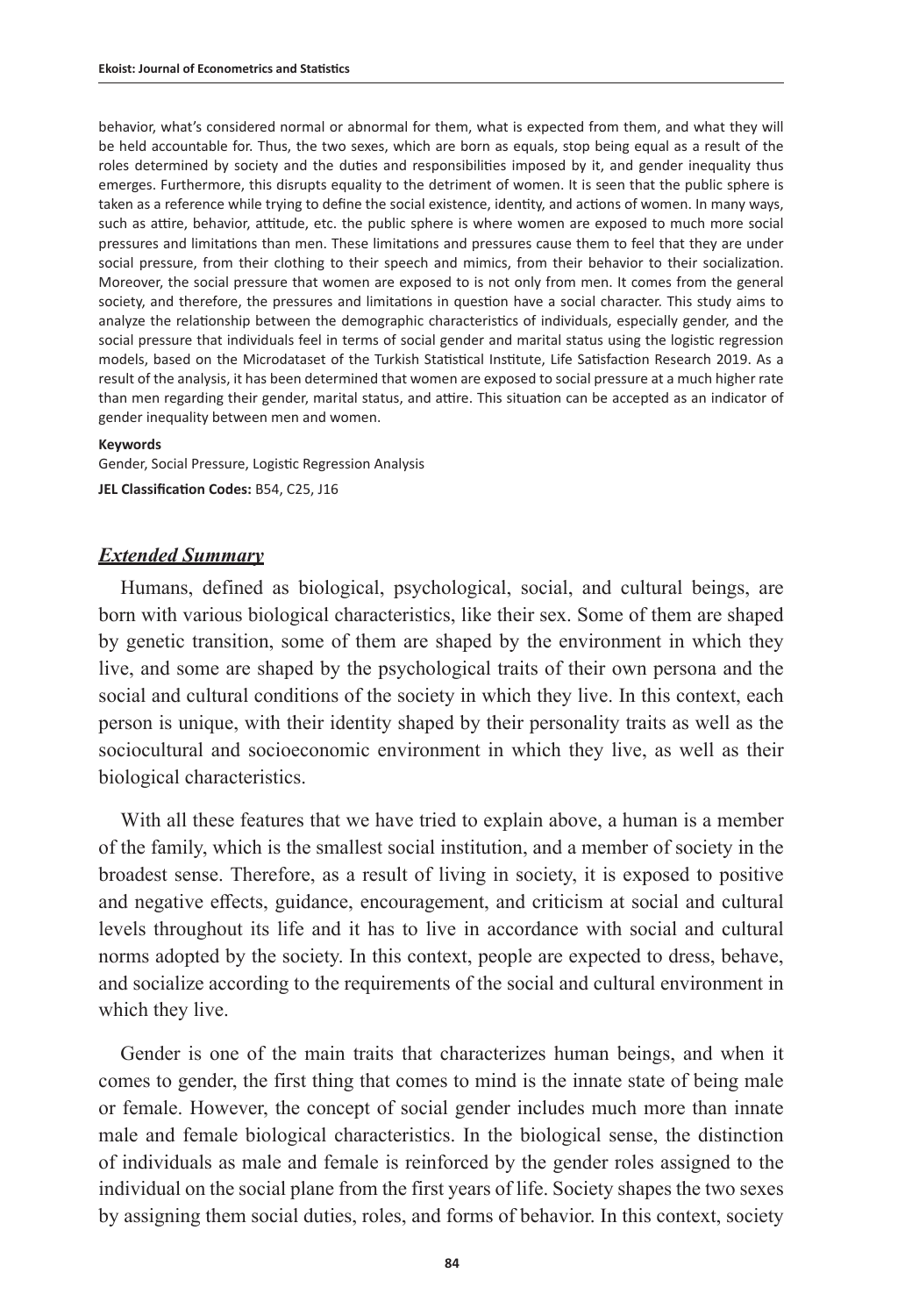behavior, what's considered normal or abnormal for them, what is expected from them, and what they will be held accountable for. Thus, the two sexes, which are born as equals, stop being equal as a result of the roles determined by society and the duties and responsibilities imposed by it, and gender inequality thus emerges. Furthermore, this disrupts equality to the detriment of women. It is seen that the public sphere is taken as a reference while trying to define the social existence, identity, and actions of women. In many ways, such as attire, behavior, attitude, etc. the public sphere is where women are exposed to much more social pressures and limitations than men. These limitations and pressures cause them to feel that they are under social pressure, from their clothing to their speech and mimics, from their behavior to their socialization. Moreover, the social pressure that women are exposed to is not only from men. It comes from the general society, and therefore, the pressures and limitations in question have a social character. This study aims to analyze the relationship between the demographic characteristics of individuals, especially gender, and the social pressure that individuals feel in terms of social gender and marital status using the logistic regression models, based on the Microdataset of the Turkish Statistical Institute, Life Satisfaction Research 2019. As a result of the analysis, it has been determined that women are exposed to social pressure at a much higher rate than men regarding their gender, marital status, and attire. This situation can be accepted as an indicator of gender inequality between men and women.

**Keywords**

Gender, Social Pressure, Logistic Regression Analysis

**JEL Classification Codes:** B54, C25, J16

## *Extended Summary*

Humans, defined as biological, psychological, social, and cultural beings, are born with various biological characteristics, like their sex. Some of them are shaped by genetic transition, some of them are shaped by the environment in which they live, and some are shaped by the psychological traits of their own persona and the social and cultural conditions of the society in which they live. In this context, each person is unique, with their identity shaped by their personality traits as well as the sociocultural and socioeconomic environment in which they live, as well as their biological characteristics.

With all these features that we have tried to explain above, a human is a member of the family, which is the smallest social institution, and a member of society in the broadest sense. Therefore, as a result of living in society, it is exposed to positive and negative effects, guidance, encouragement, and criticism at social and cultural levels throughout its life and it has to live in accordance with social and cultural norms adopted by the society. In this context, people are expected to dress, behave, and socialize according to the requirements of the social and cultural environment in which they live.

Gender is one of the main traits that characterizes human beings, and when it comes to gender, the first thing that comes to mind is the innate state of being male or female. However, the concept of social gender includes much more than innate male and female biological characteristics. In the biological sense, the distinction of individuals as male and female is reinforced by the gender roles assigned to the individual on the social plane from the first years of life. Society shapes the two sexes by assigning them social duties, roles, and forms of behavior. In this context, society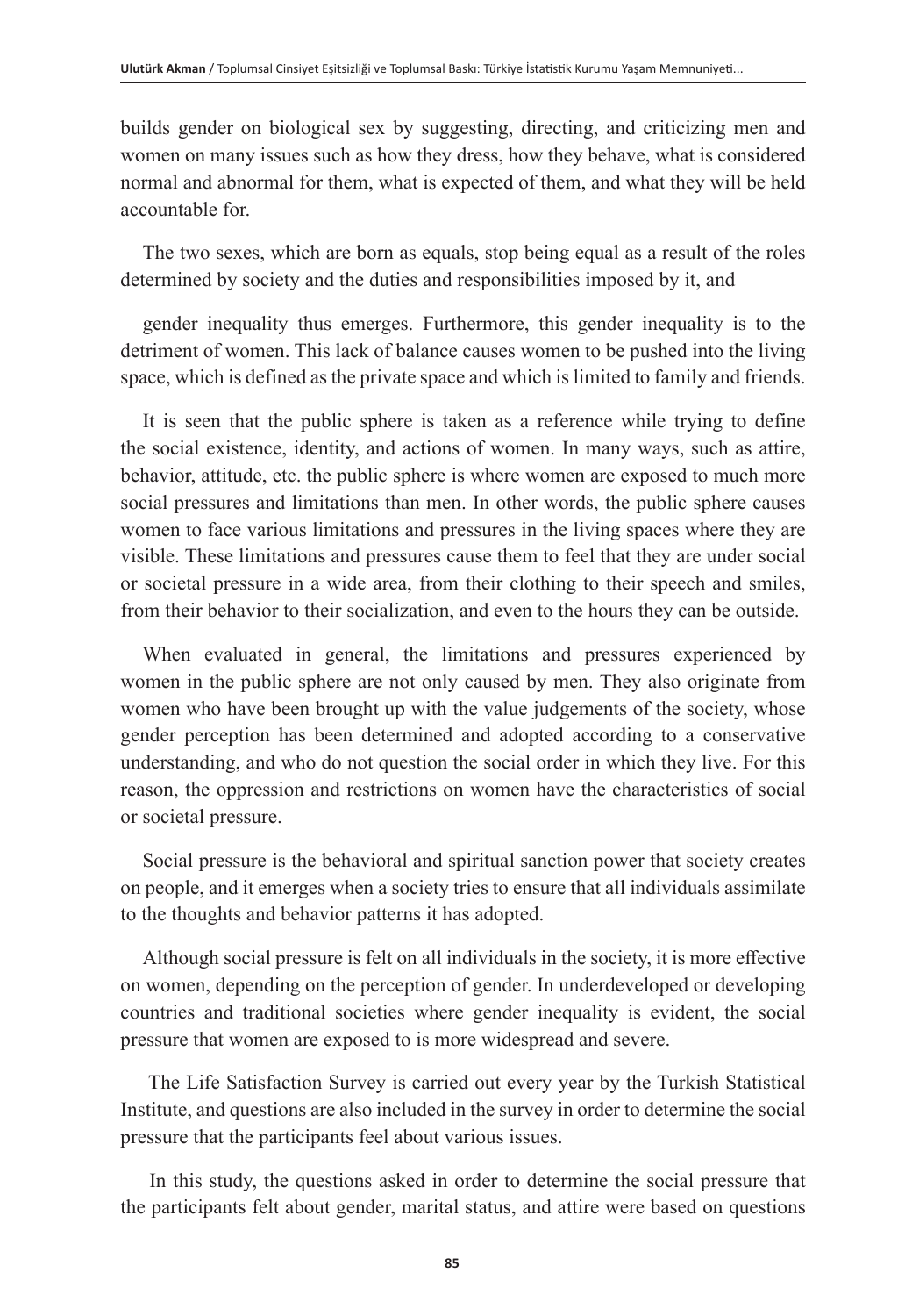builds gender on biological sex by suggesting, directing, and criticizing men and women on many issues such as how they dress, how they behave, what is considered normal and abnormal for them, what is expected of them, and what they will be held accountable for.

The two sexes, which are born as equals, stop being equal as a result of the roles determined by society and the duties and responsibilities imposed by it, and

gender inequality thus emerges. Furthermore, this gender inequality is to the detriment of women. This lack of balance causes women to be pushed into the living space, which is defined as the private space and which is limited to family and friends.

It is seen that the public sphere is taken as a reference while trying to define the social existence, identity, and actions of women. In many ways, such as attire, behavior, attitude, etc. the public sphere is where women are exposed to much more social pressures and limitations than men. In other words, the public sphere causes women to face various limitations and pressures in the living spaces where they are visible. These limitations and pressures cause them to feel that they are under social or societal pressure in a wide area, from their clothing to their speech and smiles, from their behavior to their socialization, and even to the hours they can be outside.

When evaluated in general, the limitations and pressures experienced by women in the public sphere are not only caused by men. They also originate from women who have been brought up with the value judgements of the society, whose gender perception has been determined and adopted according to a conservative understanding, and who do not question the social order in which they live. For this reason, the oppression and restrictions on women have the characteristics of social or societal pressure.

Social pressure is the behavioral and spiritual sanction power that society creates on people, and it emerges when a society tries to ensure that all individuals assimilate to the thoughts and behavior patterns it has adopted.

Although social pressure is felt on all individuals in the society, it is more effective on women, depending on the perception of gender. In underdeveloped or developing countries and traditional societies where gender inequality is evident, the social pressure that women are exposed to is more widespread and severe.

The Life Satisfaction Survey is carried out every year by the Turkish Statistical Institute, and questions are also included in the survey in order to determine the social pressure that the participants feel about various issues.

In this study, the questions asked in order to determine the social pressure that the participants felt about gender, marital status, and attire were based on questions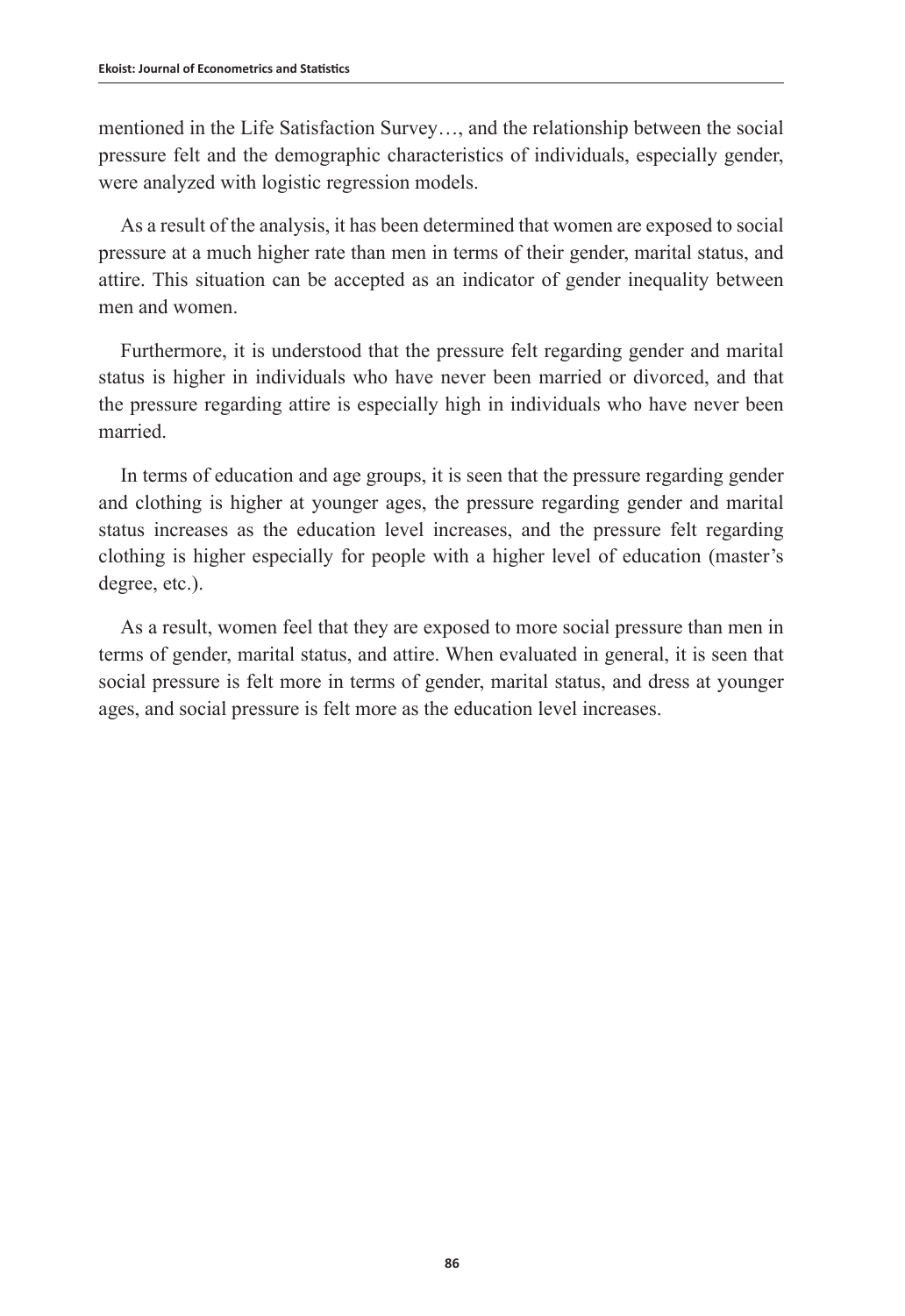mentioned in the Life Satisfaction Survey…, and the relationship between the social pressure felt and the demographic characteristics of individuals, especially gender, were analyzed with logistic regression models.

As a result of the analysis, it has been determined that women are exposed to social pressure at a much higher rate than men in terms of their gender, marital status, and attire. This situation can be accepted as an indicator of gender inequality between men and women.

Furthermore, it is understood that the pressure felt regarding gender and marital status is higher in individuals who have never been married or divorced, and that the pressure regarding attire is especially high in individuals who have never been married.

In terms of education and age groups, it is seen that the pressure regarding gender and clothing is higher at younger ages, the pressure regarding gender and marital status increases as the education level increases, and the pressure felt regarding clothing is higher especially for people with a higher level of education (master's degree, etc.).

As a result, women feel that they are exposed to more social pressure than men in terms of gender, marital status, and attire. When evaluated in general, it is seen that social pressure is felt more in terms of gender, marital status, and dress at younger ages, and social pressure is felt more as the education level increases.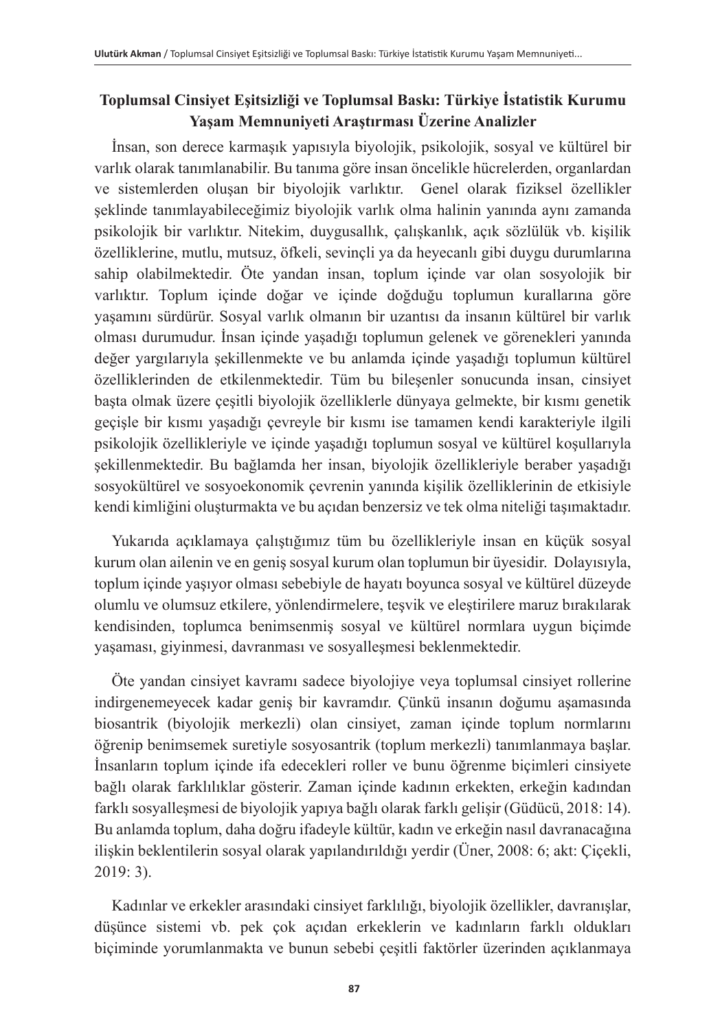## Toplumsal Cinsiyet Eşitsizliği ve Toplumsal Baskı: Türkiye İstatistik Kurumu Yaşam Memnuniyeti Araştırması Üzerine Analizler

İnsan, son derece karmaşık yapısıyla biyolojik, psikolojik, sosyal ve kültürel bir varlık olarak tanımlanabilir. Bu tanıma göre insan öncelikle hücrelerden, organlardan ve sistemlerden oluşan bir biyolojik varlıktır. Genel olarak fiziksel özellikler şeklinde tanımlayabileceğimiz biyolojik varlık olma halinin yanında aynı zamanda psikolojik bir varlıktır. Nitekim, duygusallık, çalışkanlık, açık sözlülük vb. kişilik özelliklerine, mutlu, mutsuz, öfkeli, sevinçli ya da heyecanlı gibi duygu durumlarına sahip olabilmektedir. Öte yandan insan, toplum içinde var olan sosyolojik bir varlıktır. Toplum içinde doğar ve içinde doğduğu toplumun kurallarına göre yaşamını sürdürür. Sosyal varlık olmanın bir uzantısı da insanın kültürel bir varlık olması durumudur. İnsan içinde yaşadığı toplumun gelenek ve görenekleri yanında değer yargılarıyla şekillenmekte ve bu anlamda içinde yaşadığı toplumun kültürel özelliklerinden de etkilenmektedir. Tüm bu bileşenler sonucunda insan, cinsiyet başta olmak üzere çeşitli biyolojik özelliklerle dünyaya gelmekte, bir kısmı genetik geçişle bir kısmı yaşadığı çevreyle bir kısmı ise tamamen kendi karakteriyle ilgili psikolojik özellikleriyle ve içinde yaşadığı toplumun sosyal ve kültürel koşullarıyla şekillenmektedir. Bu bağlamda her insan, biyolojik özellikleriyle beraber yaşadığı sosyokültürel ve sosyoekonomik çevrenin yanında kişilik özelliklerinin de etkisiyle kendi kimliğini oluşturmakta ve bu açıdan benzersiz ve tek olma niteliği taşımaktadır.

Yukarıda açıklamaya çalıştığımız tüm bu özellikleriyle insan en küçük sosyal kurum olan ailenin ve en geniş sosyal kurum olan toplumun bir üyesidir. Dolayısıyla, toplum içinde yaşıyor olması sebebiyle de hayatı boyunca sosyal ve kültürel düzeyde olumlu ve olumsuz etkilere, yönlendirmelere, teşvik ve eleştirilere maruz bırakılarak kendisinden, toplumca benimsenmiş sosyal ve kültürel normlara uygun biçimde yaşaması, giyinmesi, davranması ve sosyalleşmesi beklenmektedir.

Öte yandan cinsiyet kavramı sadece biyolojiye veya toplumsal cinsiyet rollerine indirgenemeyecek kadar geniş bir kavramdır. Çünkü insanın doğumu aşamasında biosantrik (biyolojik merkezli) olan cinsiyet, zaman içinde toplum normlarını öğrenip benimsemek suretiyle sosyosantrik (toplum merkezli) tanımlanmaya başlar. İnsanların toplum içinde ifa edecekleri roller ve bunu öğrenme biçimleri cinsiyete bağlı olarak farklılıklar gösterir. Zaman içinde kadının erkekten, erkeğin kadından farklı sosyalleşmesi de biyolojik yapıya bağlı olarak farklı gelişir (Güdücü, 2018: 14). Bu anlamda toplum, daha doğru ifadeyle kültür, kadın ve erkeğin nasıl davranacağına ilişkin beklentilerin sosyal olarak yapılandırıldığı yerdir (Üner, 2008: 6; akt: Çiçekli, 2019: 3).

Kadınlar ve erkekler arasındaki cinsiyet farklılığı, biyolojik özellikler, davranışlar, düşünce sistemi vb. pek çok açıdan erkeklerin ve kadınların farklı oldukları biçiminde yorumlanmakta ve bunun sebebi çeşitli faktörler üzerinden açıklanmaya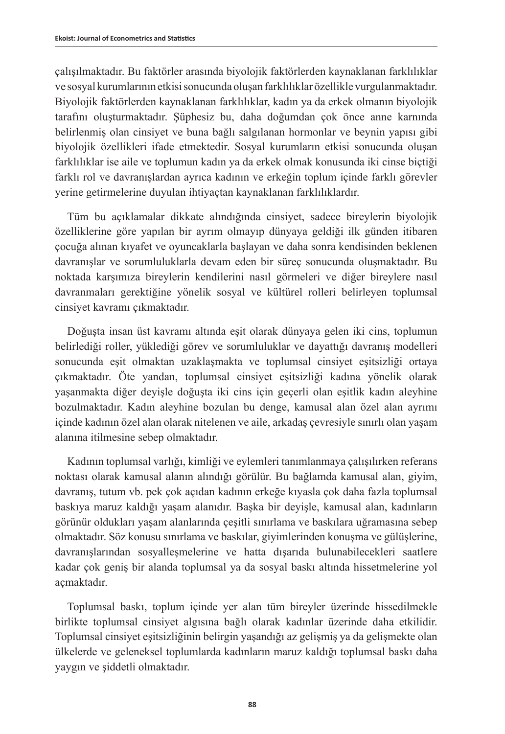çalışılmaktadır. Bu faktörler arasında biyolojik faktörlerden kaynaklanan farklılıklar ve sosyal kurumlarının etkisi sonucunda oluşan farklılıklar özellikle vurgulanmaktadır. Biyolojik faktörlerden kaynaklanan farklılıklar, kadın ya da erkek olmanın biyolojik tarafını oluşturmaktadır. Şüphesiz bu, daha doğumdan çok önce anne karnında belirlenmiş olan cinsiyet ve buna bağlı salgılanan hormonlar ve beynin yapısı gibi biyolojik özellikleri ifade etmektedir. Sosyal kurumların etkisi sonucunda oluşan farklılıklar ise aile ve toplumun kadın ya da erkek olmak konusunda iki cinse biçtiği farklı rol ve davranışlardan ayrıca kadının ve erkeğin toplum içinde farklı görevler yerine getirmelerine duyulan ihtiyaçtan kaynaklanan farklılıklardır.

Tüm bu açıklamalar dikkate alındığında cinsiyet, sadece bireylerin biyolojik özelliklerine göre yapılan bir ayrım olmayıp dünyaya geldiği ilk günden itibaren çocuğa alınan kıyafet ve oyuncaklarla başlayan ve daha sonra kendisinden beklenen davranışlar ve sorumluluklarla devam eden bir süreç sonucunda oluşmaktadır. Bu noktada karşımıza bireylerin kendilerini nasıl görmeleri ve diğer bireylere nasıl davranmaları gerektiğine yönelik sosyal ve kültürel rolleri belirleyen toplumsal cinsiyet kavramı çıkmaktadır.

Doğuşta insan üst kavramı altında eşit olarak dünyaya gelen iki cins, toplumun belirlediği roller, yüklediği görev ve sorumluluklar ve dayattığı davranış modelleri sonucunda eşit olmaktan uzaklaşmakta ve toplumsal cinsiyet eşitsizliği ortaya çıkmaktadır. Öte yandan, toplumsal cinsiyet eşitsizliği kadına yönelik olarak yaşanmakta diğer deyişle doğuşta iki cins için geçerli olan eşitlik kadın aleyhine bozulmaktadır. Kadın aleyhine bozulan bu denge, kamusal alan özel alan ayrımı içinde kadının özel alan olarak nitelenen ve aile, arkadaş çevresiyle sınırlı olan yaşam alanına itilmesine sebep olmaktadır.

Kadının toplumsal varlığı, kimliği ve eylemleri tanımlanmaya çalışılırken referans noktası olarak kamusal alanın alındığı görülür. Bu bağlamda kamusal alan, giyim, davranış, tutum vb. pek çok açıdan kadının erkeğe kıyasla çok daha fazla toplumsal baskıya maruz kaldığı yaşam alanıdır. Başka bir deyişle, kamusal alan, kadınların görünür oldukları yaşam alanlarında çeşitli sınırlama ve baskılara uğramasına sebep olmaktadır. Söz konusu sınırlama ve baskılar, giyimlerinden konuşma ve gülüşlerine, davranışlarından sosyalleşmelerine ve hatta dışarıda bulunabilecekleri saatlere kadar çok geniş bir alanda toplumsal ya da sosyal baskı altında hissetmelerine yol açmaktadır.

Toplumsal baskı, toplum içinde yer alan tüm bireyler üzerinde hissedilmekle birlikte toplumsal cinsiyet algısına bağlı olarak kadınlar üzerinde daha etkilidir. Toplumsal cinsiyet eşitsizliğinin belirgin yaşandığı az gelişmiş ya da gelişmekte olan ülkelerde ve geleneksel toplumlarda kadınların maruz kaldığı toplumsal baskı daha yaygın ve şiddetli olmaktadır.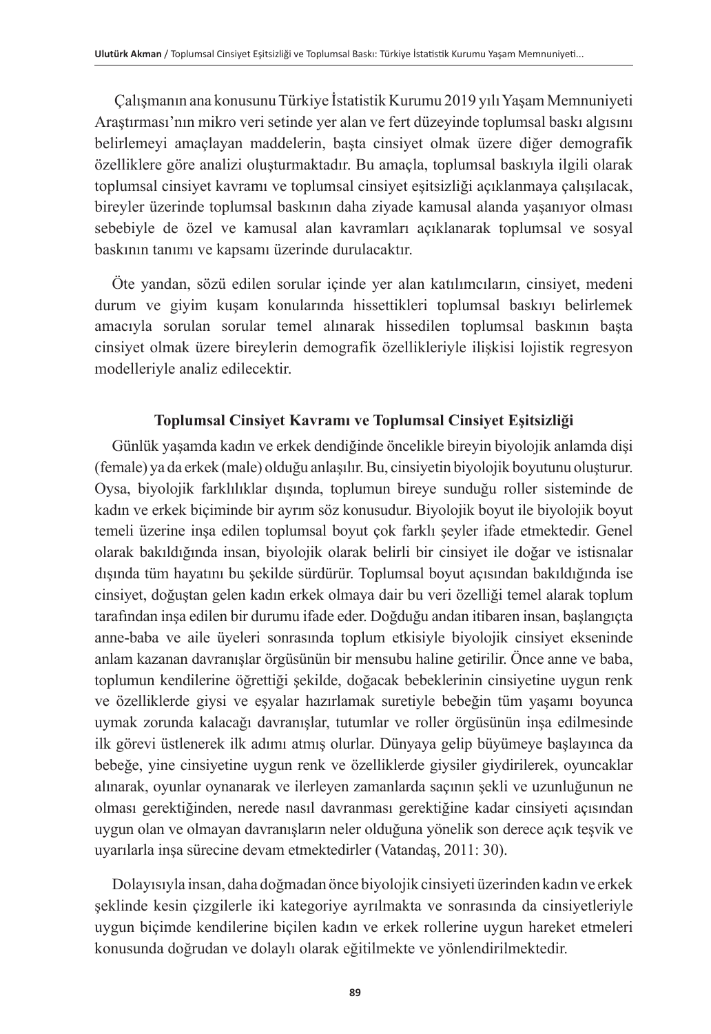Çalışmanın ana konusunu Türkiye İstatistik Kurumu 2019 yılı Yaşam Memnuniyeti Araştırması'nın mikro veri setinde yer alan ve fert düzeyinde toplumsal baskı algısını belirlemeyi amaçlayan maddelerin, başta cinsiyet olmak üzere diğer demografik özelliklere göre analizi oluşturmaktadır. Bu amaçla, toplumsal baskıyla ilgili olarak toplumsal cinsiyet kavramı ve toplumsal cinsiyet eşitsizliği açıklanmaya çalışılacak, bireyler üzerinde toplumsal baskının daha ziyade kamusal alanda yaşanıyor olması sebebiyle de özel ve kamusal alan kavramları açıklanarak toplumsal ve sosyal baskının tanımı ve kapsamı üzerinde durulacaktır.

Öte yandan, sözü edilen sorular içinde yer alan katılımcıların, cinsiyet, medeni durum ve giyim kuşam konularında hissettikleri toplumsal baskıyı belirlemek amacıyla sorulan sorular temel alınarak hissedilen toplumsal baskının başta cinsiyet olmak üzere bireylerin demografik özellikleriyle ilişkisi lojistik regresyon modelleriyle analiz edilecektir.

## Toplumsal Cinsiyet Kavramı ve Toplumsal Cinsiyet Eşitsizliği

Günlük yaşamda kadın ve erkek dendiğinde öncelikle bireyin biyolojik anlamda dişi (female) ya da erkek (male) olduğu anlaşılır. Bu, cinsiyetin biyolojik boyutunu oluşturur. Oysa, biyolojik farklılıklar dışında, toplumun bireye sunduğu roller sisteminde de kadın ve erkek biçiminde bir ayrım söz konusudur. Biyolojik boyut ile biyolojik boyut temeli üzerine inşa edilen toplumsal boyut çok farklı şeyler ifade etmektedir. Genel olarak bakıldığında insan, biyolojik olarak belirli bir cinsiyet ile doğar ve istisnalar dışında tüm hayatını bu şekilde sürdürür. Toplumsal boyut açısından bakıldığında ise cinsiyet, doğuştan gelen kadın erkek olmaya dair bu veri özelliği temel alarak toplum tarafından inşa edilen bir durumu ifade eder. Doğduğu andan itibaren insan, başlangıçta anne-baba ve aile üyeleri sonrasında toplum etkisiyle biyolojik cinsiyet ekseninde anlam kazanan davranışlar örgüsünün bir mensubu haline getirilir. Önce anne ve baba, toplumun kendilerine öğrettiği şekilde, doğacak bebeklerinin cinsiyetine uygun renk ve özelliklerde giysi ve eşyalar hazırlamak suretiyle bebeğin tüm yaşamı boyunca uymak zorunda kalacağı davranışlar, tutumlar ve roller örgüsünün inşa edilmesinde ilk görevi üstlenerek ilk adımı atmış olurlar. Dünyaya gelip büyümeye başlayınca da bebeğe, yine cinsiyetine uygun renk ve özelliklerde giysiler giydirilerek, oyuncaklar alınarak, oyunlar oynanarak ve ilerleyen zamanlarda saçının şekli ve uzunluğunun ne olması gerektiğinden, nerede nasıl davranması gerektiğine kadar cinsiyeti açısından uygun olan ve olmayan davranışların neler olduğuna yönelik son derece açık teşvik ve uyarılarla inşa sürecine devam etmektedirler (Vatandaş, 2011: 30).

Dolayısıyla insan, daha doğmadan önce biyolojik cinsiyeti üzerinden kadın ve erkek şeklinde kesin çizgilerle iki kategoriye ayrılmakta ve sonrasında da cinsiyetleriyle uygun biçimde kendilerine biçilen kadın ve erkek rollerine uygun hareket etmeleri konusunda doğrudan ve dolaylı olarak eğitilmekte ve yönlendirilmektedir.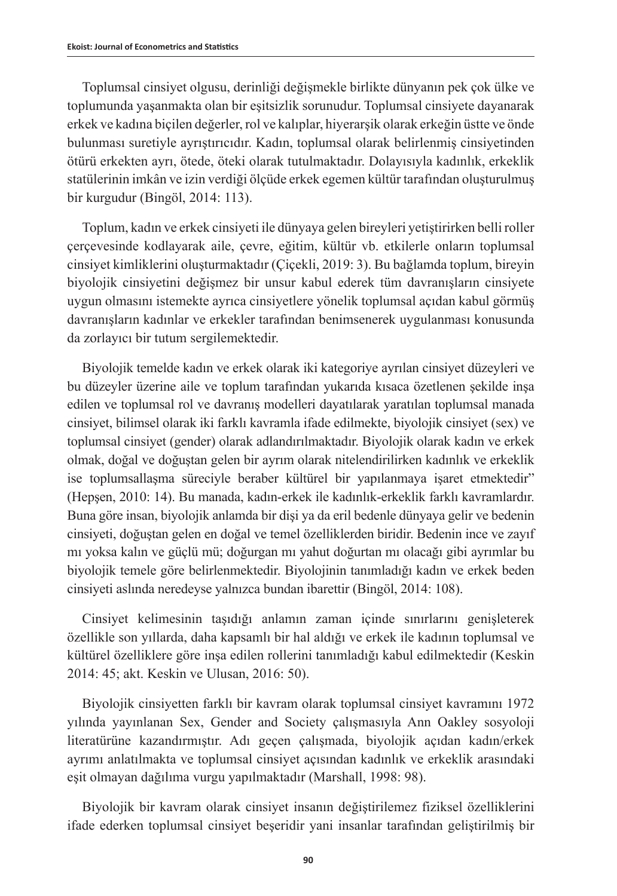Toplumsal cinsiyet olgusu, derinliği değişmekle birlikte dünyanın pek çok ülke ve toplumunda yaşanmakta olan bir eşitsizlik sorunudur. Toplumsal cinsiyete dayanarak erkek ve kadına biçilen değerler, rol ve kalıplar, hiyerarşik olarak erkeğin üstte ve önde bulunması suretiyle ayrıştırıcıdır. Kadın, toplumsal olarak belirlenmiş cinsiyetinden ötürü erkekten ayrı, ötede, öteki olarak tutulmaktadır. Dolayısıyla kadınlık, erkeklik statülerinin imkân ve izin verdiği ölçüde erkek egemen kültür tarafından oluşturulmuş bir kurgudur (Bingöl, 2014: 113).

Toplum, kadın ve erkek cinsiyeti ile dünyaya gelen bireyleri yetiştirirken belli roller çerçevesinde kodlayarak aile, çevre, eğitim, kültür vb. etkilerle onların toplumsal cinsiyet kimliklerini oluşturmaktadır (Çiçekli, 2019: 3). Bu bağlamda toplum, bireyin biyolojik cinsiyetini değişmez bir unsur kabul ederek tüm davranışların cinsiyete uygun olmasını istemekte ayrıca cinsiyetlere yönelik toplumsal açıdan kabul görmüş davranışların kadınlar ve erkekler tarafından benimsenerek uygulanması konusunda da zorlayıcı bir tutum sergilemektedir.

Biyolojik temelde kadın ve erkek olarak iki kategoriye ayrılan cinsiyet düzeyleri ve bu düzeyler üzerine aile ve toplum tarafından yukarıda kısaca özetlenen şekilde inşa edilen ve toplumsal rol ve davranış modelleri dayatılarak yaratılan toplumsal manada cinsiyet, bilimsel olarak iki farklı kavramla ifade edilmekte, biyolojik cinsiyet (sex) ve toplumsal cinsiyet (gender) olarak adlandırılmaktadır. Biyolojik olarak kadın ve erkek olmak, doğal ve doğuştan gelen bir ayrım olarak nitelendirilirken kadınlık ve erkeklik ise toplumsallaşma süreciyle beraber kültürel bir yapılanmaya işaret etmektedir" (Hepşen, 2010: 14). Bu manada, kadın-erkek ile kadınlık-erkeklik farklı kavramlardır. Buna göre insan, biyolojik anlamda bir dişi ya da eril bedenle dünyaya gelir ve bedenin cinsiyeti, doğuştan gelen en doğal ve temel özelliklerden biridir. Bedenin ince ve zayıf mı yoksa kalın ve güçlü mü; doğurgan mı yahut doğurtan mı olacağı gibi ayrımlar bu biyolojik temele göre belirlenmektedir. Biyolojinin tanımladığı kadın ve erkek beden cinsiyeti aslında neredeyse yalnızca bundan ibarettir (Bingöl, 2014: 108).

Cinsiyet kelimesinin taşıdığı anlamın zaman içinde sınırlarını genişleterek özellikle son yıllarda, daha kapsamlı bir hal aldığı ve erkek ile kadının toplumsal ve kültürel özelliklere göre inşa edilen rollerini tanımladığı kabul edilmektedir (Keskin 2014: 45; akt. Keskin ve Ulusan, 2016: 50).

Biyolojik cinsiyetten farklı bir kavram olarak toplumsal cinsiyet kavramını 1972 yılında yayınlanan Sex, Gender and Society çalışmasıyla Ann Oakley sosyoloji literatürüne kazandırmıştır. Adı geçen çalışmada, biyolojik açıdan kadın/erkek ayrımı anlatılmakta ve toplumsal cinsiyet açısından kadınlık ve erkeklik arasındaki eşit olmayan dağılıma vurgu yapılmaktadır (Marshall, 1998: 98).

Biyolojik bir kavram olarak cinsiyet insanın değiştirilemez fiziksel özelliklerini ifade ederken toplumsal cinsiyet beşeridir yani insanlar tarafından geliştirilmiş bir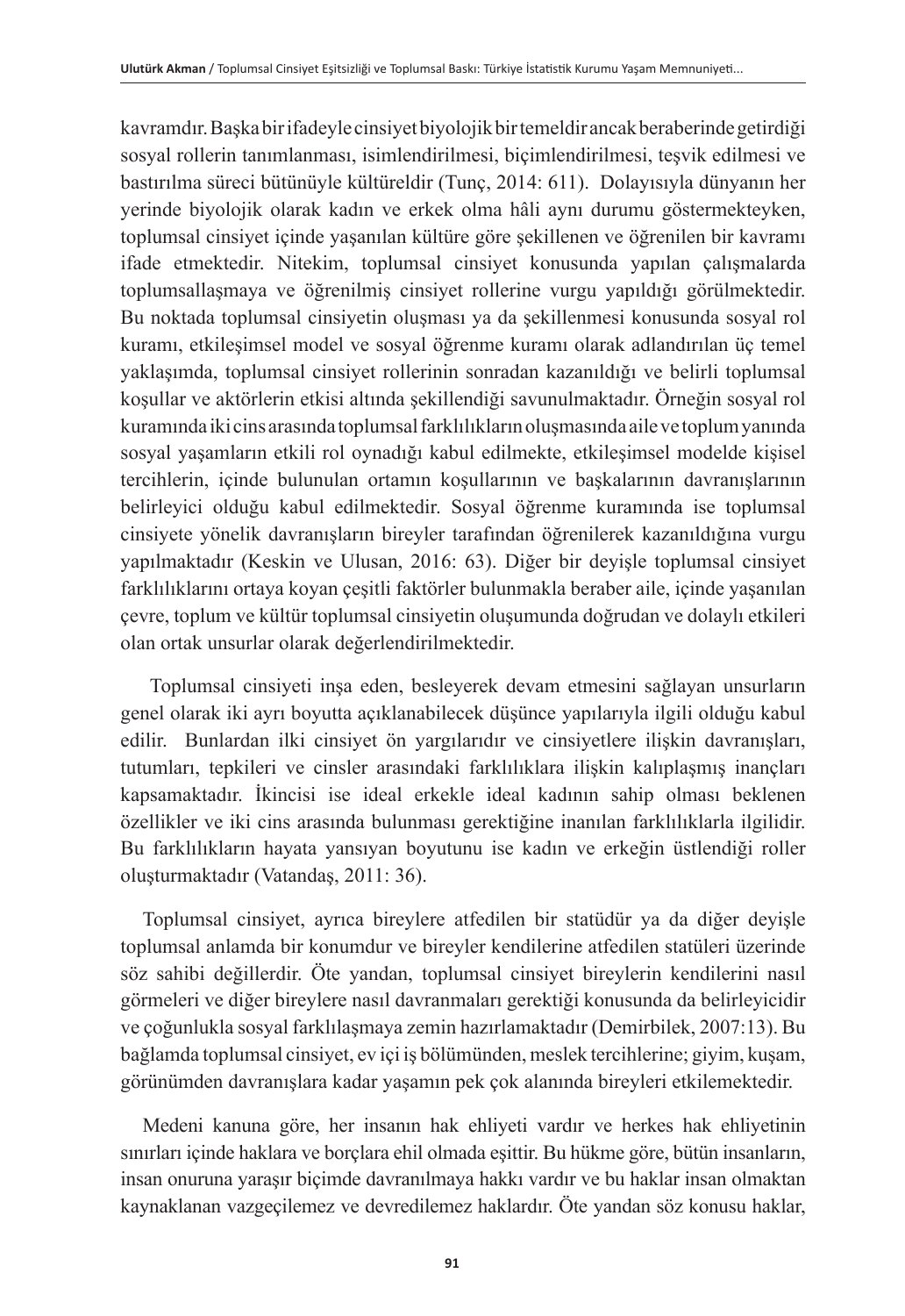kavramdır. Başka bir ifadeyle cinsiyet biyolojik bir temeldir ancak beraberinde getirdiği sosyal rollerin tanımlanması, isimlendirilmesi, biçimlendirilmesi, teşvik edilmesi ve bastırılma süreci bütünüyle kültüreldir (Tunç, 2014: 611). Dolayısıyla dünyanın her yerinde biyolojik olarak kadın ve erkek olma hâli aynı durumu göstermekteyken, toplumsal cinsiyet içinde yaşanılan kültüre göre şekillenen ve öğrenilen bir kavramı ifade etmektedir. Nitekim, toplumsal cinsiyet konusunda yapılan çalışmalarda toplumsallaşmaya ve öğrenilmiş cinsiyet rollerine vurgu yapıldığı görülmektedir. Bu noktada toplumsal cinsiyetin oluşması ya da şekillenmesi konusunda sosyal rol kuramı, etkileşimsel model ve sosyal öğrenme kuramı olarak adlandırılan üç temel yaklaşımda, toplumsal cinsiyet rollerinin sonradan kazanıldığı ve belirli toplumsal koşullar ve aktörlerin etkisi altında şekillendiği savunulmaktadır. Örneğin sosyal rol kuramında iki cins arasında toplumsal farklılıkların oluşmasında aile ve toplum yanında sosyal yaşamların etkili rol oynadığı kabul edilmekte, etkileşimsel modelde kişisel tercihlerin, içinde bulunulan ortamın koşullarının ve başkalarının davranışlarının belirleyici olduğu kabul edilmektedir. Sosyal öğrenme kuramında ise toplumsal cinsiyete yönelik davranışların bireyler tarafından öğrenilerek kazanıldığına vurgu yapılmaktadır (Keskin ve Ulusan, 2016: 63). Diğer bir deyişle toplumsal cinsiyet farklılıklarını ortaya koyan çeşitli faktörler bulunmakla beraber aile, içinde yaşanılan çevre, toplum ve kültür toplumsal cinsiyetin oluşumunda doğrudan ve dolaylı etkileri olan ortak unsurlar olarak değerlendirilmektedir.

Toplumsal cinsiyeti inşa eden, besleyerek devam etmesini sağlayan unsurların genel olarak iki ayrı boyutta açıklanabilecek düşünce yapılarıyla ilgili olduğu kabul edilir. Bunlardan ilki cinsiyet ön yargılarıdır ve cinsiyetlere ilişkin davranışları, tutumları, tepkileri ve cinsler arasındaki farklılıklara ilişkin kalıplaşmış inançları kapsamaktadır. İkincisi ise ideal erkekle ideal kadının sahip olması beklenen özellikler ve iki cins arasında bulunması gerektiğine inanılan farklılıklarla ilgilidir. Bu farklılıkların hayata yansıyan boyutunu ise kadın ve erkeğin üstlendiği roller oluşturmaktadır (Vatandaş, 2011: 36).

Toplumsal cinsiyet, ayrıca bireylere atfedilen bir statüdür ya da diğer deyişle toplumsal anlamda bir konumdur ve bireyler kendilerine atfedilen statüleri üzerinde söz sahibi değillerdir. Öte yandan, toplumsal cinsiyet bireylerin kendilerini nasıl görmeleri ve diğer bireylere nasıl davranmaları gerektiği konusunda da belirleyicidir ve çoğunlukla sosyal farklılaşmaya zemin hazırlamaktadır (Demirbilek, 2007:13). Bu bağlamda toplumsal cinsiyet, ev içi iş bölümünden, meslek tercihlerine; giyim, kuşam, görünümden davranışlara kadar yaşamın pek çok alanında bireyleri etkilemektedir.

Medeni kanuna göre, her insanın hak ehliyeti vardır ve herkes hak ehliyetinin sınırları içinde haklara ve borçlara ehil olmada eşittir. Bu hükme göre, bütün insanların, insan onuruna yaraşır biçimde davranılmaya hakkı vardır ve bu haklar insan olmaktan kaynaklanan vazgeçilemez ve devredilemez haklardır. Öte yandan söz konusu haklar,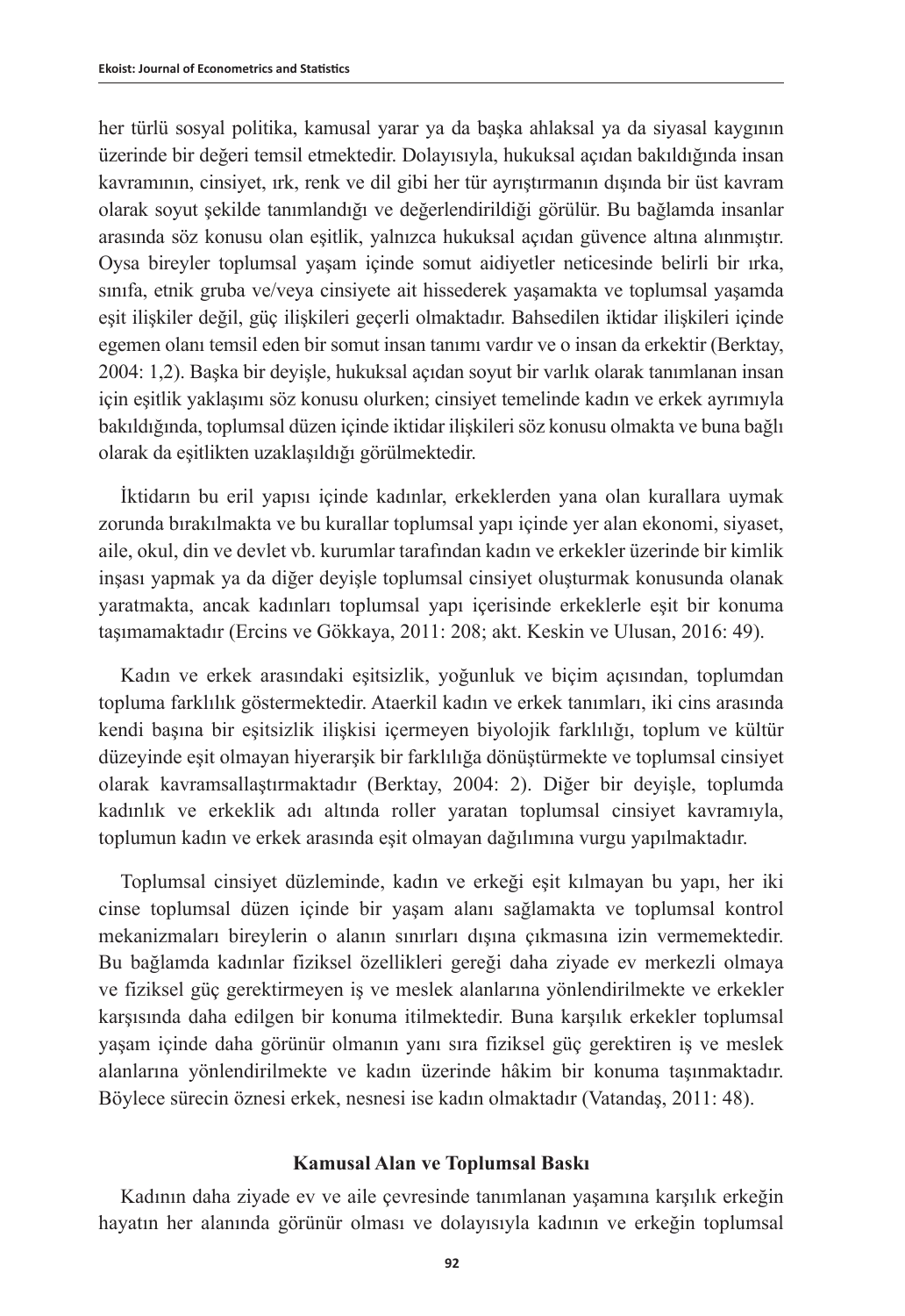her türlü sosyal politika, kamusal yarar ya da başka ahlaksal ya da siyasal kaygının üzerinde bir değeri temsil etmektedir. Dolayısıyla, hukuksal açıdan bakıldığında insan kavramının, cinsiyet, ırk, renk ve dil gibi her tür ayrıştırmanın dışında bir üst kavram olarak soyut şekilde tanımlandığı ve değerlendirildiği görülür. Bu bağlamda insanlar arasında söz konusu olan eşitlik, yalnızca hukuksal açıdan güvence altına alınmıştır. Oysa bireyler toplumsal yaşam içinde somut aidiyetler neticesinde belirli bir ırka, sınıfa, etnik gruba ve/veya cinsiyete ait hissederek yaşamakta ve toplumsal yaşamda eşit ilişkiler değil, güç ilişkileri geçerli olmaktadır. Bahsedilen iktidar ilişkileri içinde egemen olanı temsil eden bir somut insan tanımı vardır ve o insan da erkektir (Berktay, 2004: 1,2). Başka bir deyişle, hukuksal açıdan soyut bir varlık olarak tanımlanan insan için eşitlik yaklaşımı söz konusu olurken; cinsiyet temelinde kadın ve erkek ayrımıyla bakıldığında, toplumsal düzen içinde iktidar ilişkileri söz konusu olmakta ve buna bağlı olarak da eşitlikten uzaklaşıldığı görülmektedir.

İktidarın bu eril yapısı içinde kadınlar, erkeklerden yana olan kurallara uymak zorunda bırakılmakta ve bu kurallar toplumsal yapı içinde yer alan ekonomi, siyaset, aile, okul, din ve devlet vb. kurumlar tarafından kadın ve erkekler üzerinde bir kimlik inşası yapmak ya da diğer deyişle toplumsal cinsiyet oluşturmak konusunda olanak yaratmakta, ancak kadınları toplumsal yapı içerisinde erkeklerle eşit bir konuma taşımamaktadır (Ercins ve Gökkaya, 2011: 208; akt. Keskin ve Ulusan, 2016: 49).

Kadın ve erkek arasındaki eşitsizlik, yoğunluk ve biçim açısından, toplumdan topluma farklılık göstermektedir. Ataerkil kadın ve erkek tanımları, iki cins arasında kendi başına bir eşitsizlik ilişkisi içermeyen biyolojik farklılığı, toplum ve kültür düzeyinde eşit olmayan hiyerarşik bir farklılığa dönüştürmekte ve toplumsal cinsiyet olarak kavramsallaştırmaktadır (Berktay, 2004: 2). Diğer bir deyişle, toplumda kadınlık ve erkeklik adı altında roller yaratan toplumsal cinsiyet kavramıyla, toplumun kadın ve erkek arasında eşit olmayan dağılımına vurgu yapılmaktadır.

Toplumsal cinsiyet düzleminde, kadın ve erkeği eşit kılmayan bu yapı, her iki cinse toplumsal düzen içinde bir yaşam alanı sağlamakta ve toplumsal kontrol mekanizmaları bireylerin o alanın sınırları dışına çıkmasına izin vermemektedir. Bu bağlamda kadınlar fiziksel özellikleri gereği daha ziyade ev merkezli olmaya ve fiziksel güç gerektirmeyen iş ve meslek alanlarına yönlendirilmekte ve erkekler karşısında daha edilgen bir konuma itilmektedir. Buna karşılık erkekler toplumsal yaşam içinde daha görünür olmanın yanı sıra fiziksel güç gerektiren iş ve meslek alanlarına yönlendirilmekte ve kadın üzerinde hâkim bir konuma taşınmaktadır. Böylece sürecin öznesi erkek, nesnesi ise kadın olmaktadır (Vatandaş, 2011: 48).

## Kamusal Alan ve Toplumsal Baskı

Kadının daha ziyade ev ve aile çevresinde tanımlanan yaşamına karşılık erkeğin hayatın her alanında görünür olması ve dolayısıyla kadının ve erkeğin toplumsal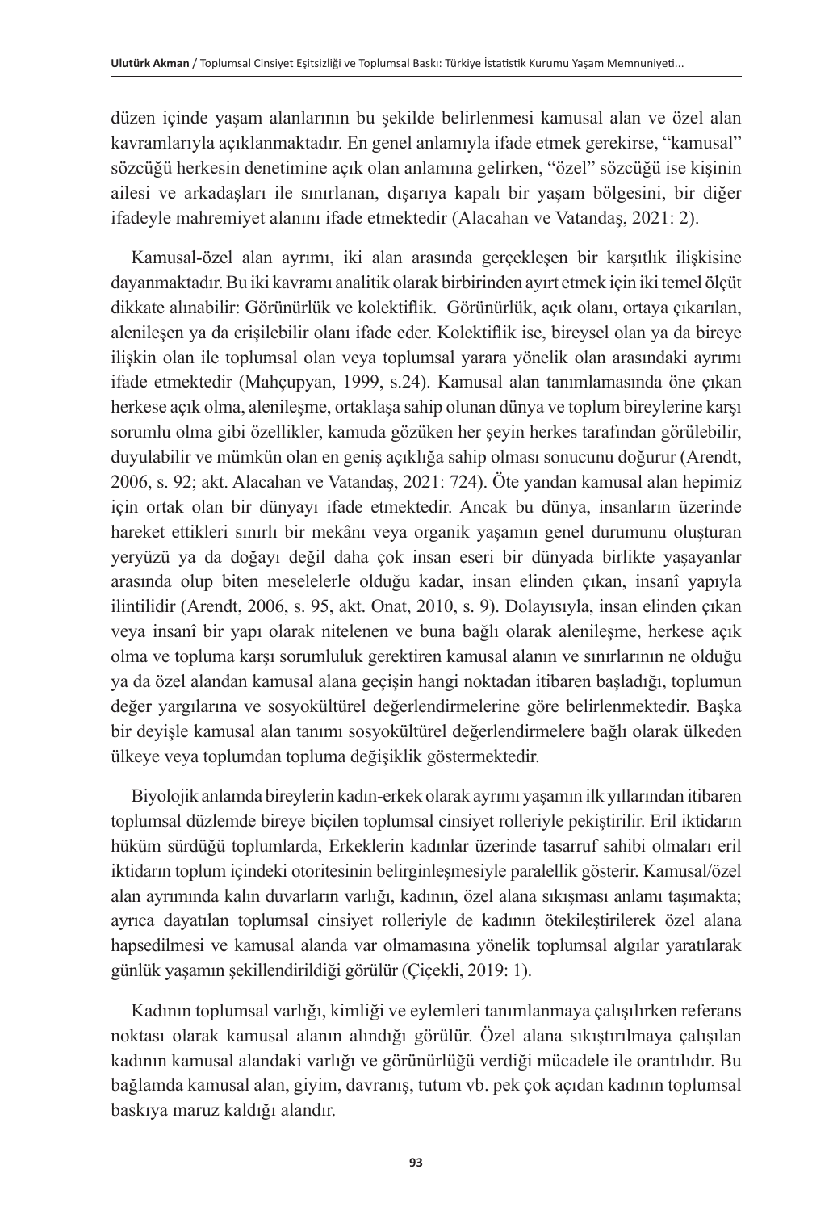düzen içinde yaşam alanlarının bu şekilde belirlenmesi kamusal alan ve özel alan kavramlarıyla açıklanmaktadır. En genel anlamıyla ifade etmek gerekirse, "kamusal" sözcüğü herkesin denetimine açık olan anlamına gelirken, "özel" sözcüğü ise kişinin ailesi ve arkadaşları ile sınırlanan, dışarıya kapalı bir yaşam bölgesini, bir diğer ifadeyle mahremiyet alanını ifade etmektedir (Alacahan ve Vatandaş, 2021: 2).

Kamusal-özel alan ayrımı, iki alan arasında gerçekleşen bir karşıtlık ilişkisine dayanmaktadır. Bu iki kavramı analitik olarak birbirinden ayırt etmek için iki temel ölçüt dikkate alınabilir: Görünürlük ve kolektiflik. Görünürlük, açık olanı, ortaya çıkarılan, alenileşen ya da erişilebilir olanı ifade eder. Kolektiflik ise, bireysel olan ya da bireye ilişkin olan ile toplumsal olan veya toplumsal yarara yönelik olan arasındaki ayrımı ifade etmektedir (Mahçupyan, 1999, s.24). Kamusal alan tanımlamasında öne çıkan herkese açık olma, alenileşme, ortaklaşa sahip olunan dünya ve toplum bireylerine karşı sorumlu olma gibi özellikler, kamuda gözüken her şeyin herkes tarafından görülebilir, duyulabilir ve mümkün olan en geniş açıklığa sahip olması sonucunu doğurur (Arendt, 2006, s. 92; akt. Alacahan ve Vatandaş, 2021: 724). Öte yandan kamusal alan hepimiz için ortak olan bir dünyayı ifade etmektedir. Ancak bu dünya, insanların üzerinde hareket ettikleri sınırlı bir mekânı veya organik yaşamın genel durumunu oluşturan yeryüzü ya da doğayı değil daha çok insan eseri bir dünyada birlikte yaşayanlar arasında olup biten meselelerle olduğu kadar, insan elinden çıkan, insanî yapıyla ilintilidir (Arendt, 2006, s. 95, akt. Onat, 2010, s. 9). Dolayısıyla, insan elinden çıkan veya insanî bir yapı olarak nitelenen ve buna bağlı olarak alenileşme, herkese açık olma ve topluma karşı sorumluluk gerektiren kamusal alanın ve sınırlarının ne olduğu ya da özel alandan kamusal alana geçişin hangi noktadan itibaren başladığı, toplumun değer yargılarına ve sosyokültürel değerlendirmelerine göre belirlenmektedir. Başka bir deyişle kamusal alan tanımı sosyokültürel değerlendirmelere bağlı olarak ülkeden ülkeye veya toplumdan topluma değişiklik göstermektedir.

Biyolojik anlamda bireylerin kadın-erkek olarak ayrımı yaşamın ilk yıllarından itibaren toplumsal düzlemde bireye biçilen toplumsal cinsiyet rolleriyle pekiştirilir. Eril iktidarın hüküm sürdüğü toplumlarda, Erkeklerin kadınlar üzerinde tasarruf sahibi olmaları eril iktidarın toplum içindeki otoritesinin belirginleşmesiyle paralellik gösterir. Kamusal/özel alan ayrımında kalın duvarların varlığı, kadının, özel alana sıkışması anlamı taşımakta; ayrıca dayatılan toplumsal cinsiyet rolleriyle de kadının ötekileştirilerek özel alana hapsedilmesi ve kamusal alanda var olmamasına yönelik toplumsal algılar yaratılarak günlük yaşamın şekillendirildiği görülür (Çiçekli, 2019: 1).

Kadının toplumsal varlığı, kimliği ve eylemleri tanımlanmaya çalışılırken referans noktası olarak kamusal alanın alındığı görülür. Özel alana sıkıştırılmaya çalışılan kadının kamusal alandaki varlığı ve görünürlüğü verdiği mücadele ile orantılıdır. Bu bağlamda kamusal alan, giyim, davranış, tutum vb. pek çok açıdan kadının toplumsal baskıya maruz kaldığı alandır.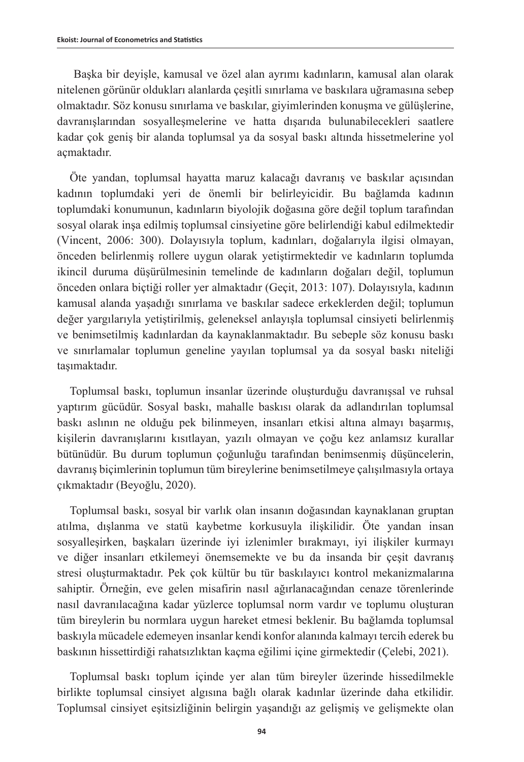Başka bir deyişle, kamusal ve özel alan ayrımı kadınların, kamusal alan olarak nitelenen görünür oldukları alanlarda çeşitli sınırlama ve baskılara uğramasına sebep olmaktadır. Söz konusu sınırlama ve baskılar, giyimlerinden konuşma ve gülüşlerine, davranışlarından sosyalleşmelerine ve hatta dışarıda bulunabilecekleri saatlere kadar çok geniş bir alanda toplumsal ya da sosyal baskı altında hissetmelerine yol açmaktadır.

Öte yandan, toplumsal hayatta maruz kalacağı davranış ve baskılar açısından kadının toplumdaki yeri de önemli bir belirleyicidir. Bu bağlamda kadının toplumdaki konumunun, kadınların biyolojik doğasına göre değil toplum tarafından sosyal olarak inşa edilmiş toplumsal cinsiyetine göre belirlendiği kabul edilmektedir (Vincent, 2006: 300). Dolayısıyla toplum, kadınları, doğalarıyla ilgisi olmayan, önceden belirlenmiş rollere uygun olarak yetiştirmektedir ve kadınların toplumda ikincil duruma düşürülmesinin temelinde de kadınların doğaları değil, toplumun önceden onlara biçtiği roller yer almaktadır (Geçit, 2013: 107). Dolayısıyla, kadının kamusal alanda yaşadığı sınırlama ve baskılar sadece erkeklerden değil; toplumun değer yargılarıyla yetiştirilmiş, geleneksel anlayışla toplumsal cinsiyeti belirlenmiş ve benimsetilmiş kadınlardan da kaynaklanmaktadır. Bu sebeple söz konusu baskı ve sınırlamalar toplumun geneline yayılan toplumsal ya da sosyal baskı niteliği taşımaktadır.

Toplumsal baskı, toplumun insanlar üzerinde oluşturduğu davranışsal ve ruhsal yaptırım gücüdür. Sosyal baskı, mahalle baskısı olarak da adlandırılan toplumsal baskı aslının ne olduğu pek bilinmeyen, insanları etkisi altına almayı başarmış, kişilerin davranışlarını kısıtlayan, yazılı olmayan ve çoğu kez anlamsız kurallar bütünüdür. Bu durum toplumun çoğunluğu tarafından benimsenmiş düşüncelerin, davranış biçimlerinin toplumun tüm bireylerine benimsetilmeye çalışılmasıyla ortaya çıkmaktadır (Beyoğlu, 2020).

Toplumsal baskı, sosyal bir varlık olan insanın doğasından kaynaklanan gruptan atılma, dışlanma ve statü kaybetme korkusuyla ilişkilidir. Öte yandan insan sosyalleşirken, başkaları üzerinde iyi izlenimler bırakmayı, iyi ilişkiler kurmayı ve diğer insanları etkilemeyi önemsemekte ve bu da insanda bir çeşit davranış stresi oluşturmaktadır. Pek çok kültür bu tür baskılayıcı kontrol mekanizmalarına sahiptir. Örneğin, eve gelen misafirin nasıl ağırlanacağından cenaze törenlerinde nasıl davranılacağına kadar yüzlerce toplumsal norm vardır ve toplumu oluşturan tüm bireylerin bu normlara uygun hareket etmesi beklenir. Bu bağlamda toplumsal baskıyla mücadele edemeyen insanlar kendi konfor alanında kalmayı tercih ederek bu baskının hissettirdiği rahatsızlıktan kaçma eğilimi içine girmektedir (Çelebi, 2021).

Toplumsal baskı toplum içinde yer alan tüm bireyler üzerinde hissedilmekle birlikte toplumsal cinsiyet algısına bağlı olarak kadınlar üzerinde daha etkilidir. Toplumsal cinsiyet eşitsizliğinin belirgin yaşandığı az gelişmiş ve gelişmekte olan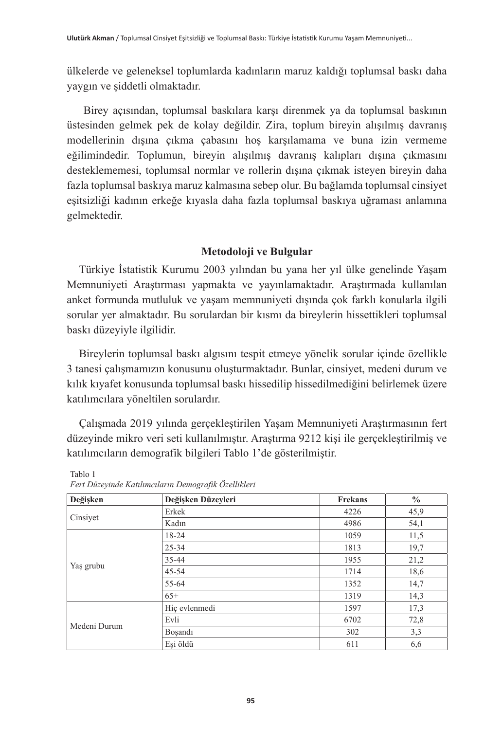ülkelerde ve geleneksel toplumlarda kadınların maruz kaldığı toplumsal baskı daha yaygın ve şiddetli olmaktadır.

Birey açısından, toplumsal baskılara karşı direnmek ya da toplumsal baskının üstesinden gelmek pek de kolay değildir. Zira, toplum bireyin alışılmış davranış modellerinin dışına çıkma çabasını hoş karşılamama ve buna izin vermeme eğilimindedir. Toplumun, bireyin alışılmış davranış kalıpları dışına çıkmasını desteklememesi, toplumsal normlar ve rollerin dışına çıkmak isteyen bireyin daha fazla toplumsal baskıya maruz kalmasına sebep olur. Bu bağlamda toplumsal cinsiyet eşitsizliği kadının erkeğe kıyasla daha fazla toplumsal baskıya uğraması anlamına gelmektedir.

## Metodoloji ve Bulgular

Türkiye İstatistik Kurumu 2003 yılından bu yana her yıl ülke genelinde Yaşam Memnuniyeti Araştırması yapmakta ve yayınlamaktadır. Araştırmada kullanılan anket formunda mutluluk ve yaşam memnuniyeti dışında çok farklı konularla ilgili sorular yer almaktadır. Bu sorulardan bir kısmı da bireylerin hissettikleri toplumsal baskı düzeyiyle ilgilidir.

Bireylerin toplumsal baskı algısını tespit etmeye yönelik sorular içinde özellikle 3 tanesi çalışmamızın konusunu oluşturmaktadır. Bunlar, cinsiyet, medeni durum ve kılık kıyafet konusunda toplumsal baskı hissedilip hissedilmediğini belirlemek üzere katılımcılara yöneltilen sorulardır.

Çalışmada 2019 yılında gerçekleştirilen Yaşam Memnuniyeti Araştırmasının fert düzeyinde mikro veri seti kullanılmıştır. Araştırma 9212 kişi ile gerçekleştirilmiş ve katılımcıların demografik bilgileri Tablo 1'de gösterilmiştir.

Tablo 1
*Fert Düzeyinde Katılımcıların Demografik Özellikleri*

| Değişken | Değişken Düzeyleri | Frekans | % |
|---|---|---|---|
| Cinsiyet | Erkek | 4226 | 45,9 |
| | Kadın | 4986 | 54,1 |
| Yaş grubu | 18-24 | 1059 | 11,5 |
| | 25-34 | 1813 | 19,7 |
| | 35-44 | 1955 | 21,2 |
| | 45-54 | 1714 | 18,6 |
| | 55-64 | 1352 | 14,7 |
| | 65+ | 1319 | 14,3 |
| Medeni Durum | Hiç evlenmedi | 1597 | 17,3 |
| | Evli | 6702 | 72,8 |
| | Boşandı | 302 | 3,3 |
| | Eşi öldü | 611 | 6,6 |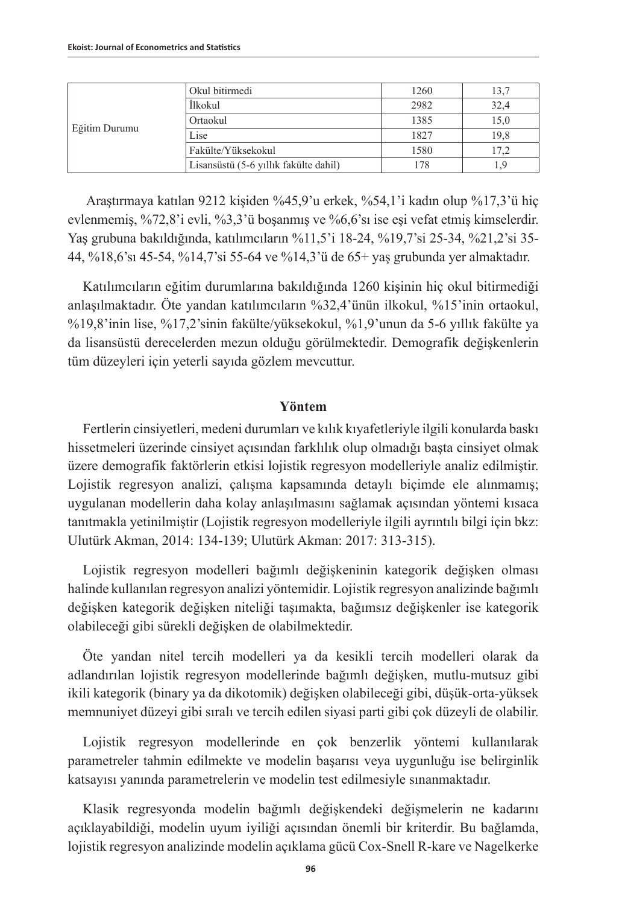| | | | |
|---|---|---|---|
| Eğitim Durumu | Okul bitirmedi | 1260 | 13,7 |
| | İlkokul | 2982 | 32,4 |
| | Ortaokul | 1385 | 15,0 |
| | Lise | 1827 | 19,8 |
| | Fakülte/Yüksekokul | 1580 | 17,2 |
| | Lisansüstü (5-6 yıllık fakülte dahil) | 178 | 1,9 |

Araştırmaya katılan 9212 kişiden %45,9'u erkek, %54,1'i kadın olup %17,3'ü hiç evlenmemiş, %72,8'i evli, %3,3'ü boşanmış ve %6,6'sı ise eşi vefat etmiş kimselerdir. Yaş grubuna bakıldığında, katılımcıların %11,5'i 18-24, %19,7'si 25-34, %21,2'si 35-44, %18,6'sı 45-54, %14,7'si 55-64 ve %14,3'ü de 65+ yaş grubunda yer almaktadır.

Katılımcıların eğitim durumlarına bakıldığında 1260 kişinin hiç okul bitirmediği anlaşılmaktadır. Öte yandan katılımcıların %32,4'ünün ilkokul, %15'inin ortaokul, %19,8'inin lise, %17,2'sinin fakülte/yüksekokul, %1,9'unun da 5-6 yıllık fakülte ya da lisansüstü derecelerden mezun olduğu görülmektedir. Demografik değişkenlerin tüm düzeyleri için yeterli sayıda gözlem mevcuttur.

## Yöntem

Fertlerin cinsiyetleri, medeni durumları ve kılık kıyafetleriyle ilgili konularda baskı hissetmeleri üzerinde cinsiyet açısından farklılık olup olmadığı başta cinsiyet olmak üzere demografik faktörlerin etkisi lojistik regresyon modelleriyle analiz edilmiştir. Lojistik regresyon analizi, çalışma kapsamında detaylı biçimde ele alınmamış; uygulanan modellerin daha kolay anlaşılmasını sağlamak açısından yöntemi kısaca tanıtmakla yetinilmiştir (Lojistik regresyon modelleriyle ilgili ayrıntılı bilgi için bkz: Ulutürk Akman, 2014: 134-139; Ulutürk Akman: 2017: 313-315).

Lojistik regresyon modelleri bağımlı değişkeninin kategorik değişken olması halinde kullanılan regresyon analizi yöntemidir. Lojistik regresyon analizinde bağımlı değişken kategorik değişken niteliği taşımakta, bağımsız değişkenler ise kategorik olabileceği gibi sürekli değişken de olabilmektedir.

Öte yandan nitel tercih modelleri ya da kesikli tercih modelleri olarak da adlandırılan lojistik regresyon modellerinde bağımlı değişken, mutlu-mutsuz gibi ikili kategorik (binary ya da dikotomik) değişken olabileceği gibi, düşük-orta-yüksek memnuniyet düzeyi gibi sıralı ve tercih edilen siyasi parti gibi çok düzeyli de olabilir.

Lojistik regresyon modellerinde en çok benzerlik yöntemi kullanılarak parametreler tahmin edilmekte ve modelin başarısı veya uygunluğu ise belirginlik katsayısı yanında parametrelerin ve modelin test edilmesiyle sınanmaktadır.

Klasik regresyonda modelin bağımlı değişkendeki değişmelerin ne kadarını açıklayabildiği, modelin uyum iyiliği açısından önemli bir kriterdir. Bu bağlamda, lojistik regresyon analizinde modelin açıklama gücü Cox-Snell R-kare ve Nagelkerke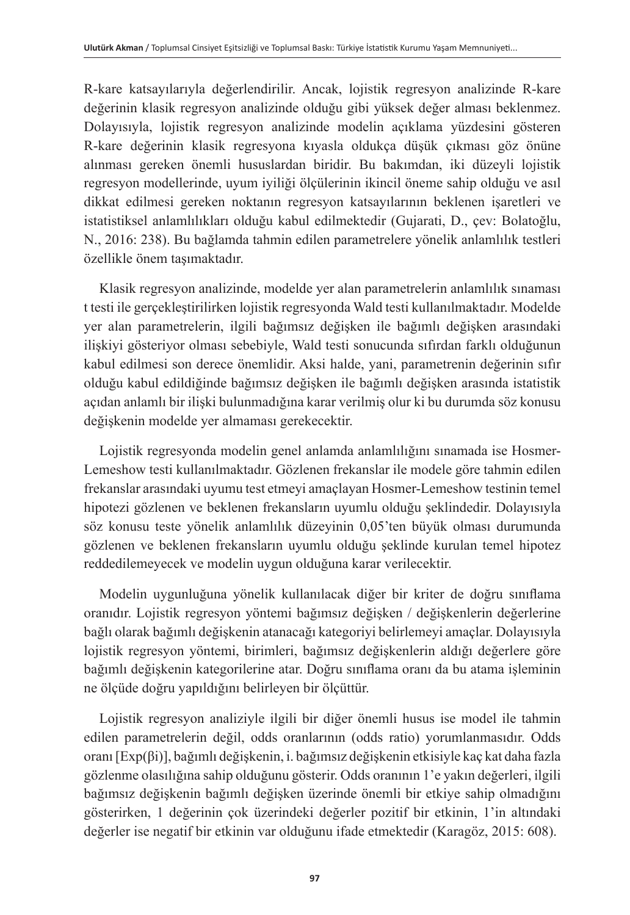R-kare katsayılarıyla değerlendirilir. Ancak, lojistik regresyon analizinde R-kare değerinin klasik regresyon analizinde olduğu gibi yüksek değer alması beklenmez. Dolayısıyla, lojistik regresyon analizinde modelin açıklama yüzdesini gösteren R-kare değerinin klasik regresyona kıyasla oldukça düşük çıkması göz önüne alınması gereken önemli hususlardan biridir. Bu bakımdan, iki düzeyli lojistik regresyon modellerinde, uyum iyiliği ölçülerinin ikincil öneme sahip olduğu ve asıl dikkat edilmesi gereken noktanın regresyon katsayılarının beklenen işaretleri ve istatistiksel anlamlılıkları olduğu kabul edilmektedir (Gujarati, D., çev: Bolatoğlu, N., 2016: 238). Bu bağlamda tahmin edilen parametrelere yönelik anlamlılık testleri özellikle önem taşımaktadır.

Klasik regresyon analizinde, modelde yer alan parametrelerin anlamlılık sınaması t testi ile gerçekleştirilirken lojistik regresyonda Wald testi kullanılmaktadır. Modelde yer alan parametrelerin, ilgili bağımsız değişken ile bağımlı değişken arasındaki ilişkiyi gösteriyor olması sebebiyle, Wald testi sonucunda sıfırdan farklı olduğunun kabul edilmesi son derece önemlidir. Aksi halde, yani, parametrenin değerinin sıfır olduğu kabul edildiğinde bağımsız değişken ile bağımlı değişken arasında istatistik açıdan anlamlı bir ilişki bulunmadığına karar verilmiş olur ki bu durumda söz konusu değişkenin modelde yer almaması gerekecektir.

Lojistik regresyonda modelin genel anlamda anlamlılığını sınamada ise Hosmer-Lemeshow testi kullanılmaktadır. Gözlenen frekanslar ile modele göre tahmin edilen frekanslar arasındaki uyumu test etmeyi amaçlayan Hosmer-Lemeshow testinin temel hipotezi gözlenen ve beklenen frekansların uyumlu olduğu şeklindedir. Dolayısıyla söz konusu teste yönelik anlamlılık düzeyinin 0,05'ten büyük olması durumunda gözlenen ve beklenen frekansların uyumlu olduğu şeklinde kurulan temel hipotez reddedilemeyecek ve modelin uygun olduğuna karar verilecektir.

Modelin uygunluğuna yönelik kullanılacak diğer bir kriter de doğru sınıflama oranıdır. Lojistik regresyon yöntemi bağımsız değişken / değişkenlerin değerlerine bağlı olarak bağımlı değişkenin atanacağı kategoriyi belirlemeyi amaçlar. Dolayısıyla lojistik regresyon yöntemi, birimleri, bağımsız değişkenlerin aldığı değerlere göre bağımlı değişkenin kategorilerine atar. Doğru sınıflama oranı da bu atama işleminin ne ölçüde doğru yapıldığını belirleyen bir ölçüttür.

Lojistik regresyon analiziyle ilgili bir diğer önemli husus ise model ile tahmin edilen parametrelerin değil, odds oranlarının (odds ratio) yorumlanmasıdır. Odds oranı [$\text{Exp}(\beta_i)$], bağımlı değişkenin, i. bağımsız değişkenin etkisiyle kaç kat daha fazla gözlenme olasılığına sahip olduğunu gösterir. Odds oranının 1'e yakın değerleri, ilgili bağımsız değişkenin bağımlı değişken üzerinde önemli bir etkiye sahip olmadığını gösterirken, 1 değerinin çok üzerindeki değerler pozitif bir etkinin, 1'in altındaki değerler ise negatif bir etkinin var olduğunu ifade etmektedir (Karagöz, 2015: 608).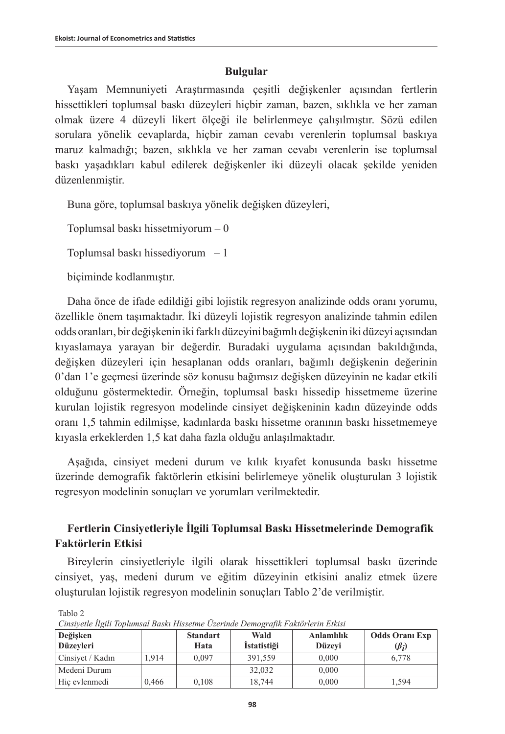## Bulgular

Yaşam Memnuniyeti Araştırmasında çeşitli değişkenler açısından fertlerin hissettikleri toplumsal baskı düzeyleri hiçbir zaman, bazen, sıklıkla ve her zaman olmak üzere 4 düzeyli likert ölçeği ile belirlenmeye çalışılmıştır. Sözü edilen sorulara yönelik cevaplarda, hiçbir zaman cevabı verenlerin toplumsal baskıya maruz kalmadığı; bazen, sıklıkla ve her zaman cevabı verenlerin ise toplumsal baskı yaşadıkları kabul edilerek değişkenler iki düzeyli olacak şekilde yeniden düzenlenmiştir.

Buna göre, toplumsal baskıya yönelik değişken düzeyleri,

Toplumsal baskı hissetmiyorum – 0

Toplumsal baskı hissediyorum – 1

biçiminde kodlanmıştır.

Daha önce de ifade edildiği gibi lojistik regresyon analizinde odds oranı yorumu, özellikle önem taşımaktadır. İki düzeyli lojistik regresyon analizinde tahmin edilen odds oranları, bir değişkenin iki farklı düzeyini bağımlı değişkenin iki düzeyi açısından kıyaslamaya yarayan bir değerdir. Buradaki uygulama açısından bakıldığında, değişken düzeyleri için hesaplanan odds oranları, bağımlı değişkenin değerinin 0'dan 1'e geçmesi üzerinde söz konusu bağımsız değişken düzeyinin ne kadar etkili olduğunu göstermektedir. Örneğin, toplumsal baskı hissedip hissetmeme üzerine kurulan lojistik regresyon modelinde cinsiyet değişkeninin kadın düzeyinde odds oranı 1,5 tahmin edilmişse, kadınlarda baskı hissetme oranının baskı hissetmemeye kıyasla erkeklerden 1,5 kat daha fazla olduğu anlaşılmaktadır.

Aşağıda, cinsiyet medeni durum ve kılık kıyafet konusunda baskı hissetme üzerinde demografik faktörlerin etkisini belirlemeye yönelik oluşturulan 3 lojistik regresyon modelinin sonuçları ve yorumları verilmektedir.

### Fertlerin Cinsiyetleriyle İlgili Toplumsal Baskı Hissetmelerinde Demografik Faktörlerin Etkisi

Bireylerin cinsiyetleriyle ilgili olarak hissettikleri toplumsal baskı üzerinde cinsiyet, yaş, medeni durum ve eğitim düzeyinin etkisini analiz etmek üzere oluşturulan lojistik regresyon modelinin sonuçları Tablo 2'de verilmiştir.

Tablo 2

*Cinsiyetle İlgili Toplumsal Baskı Hissetme Üzerinde Demografik Faktörlerin Etkisi*

| Değişken Düzeyleri | | Standart Hata | Wald İstatistiği | Anlamlılık Düzeyi | Odds Oranı Exp $(\beta_i)$ |
|---|---|---|---|---|---|
| Cinsiyet / Kadın | 1,914 | 0,097 | 391,559 | 0,000 | 6,778 |
| Medeni Durum | | | 32,032 | 0,000 | |
| Hiç evlenmedi | 0,466 | 0,108 | 18,744 | 0,000 | 1,594 |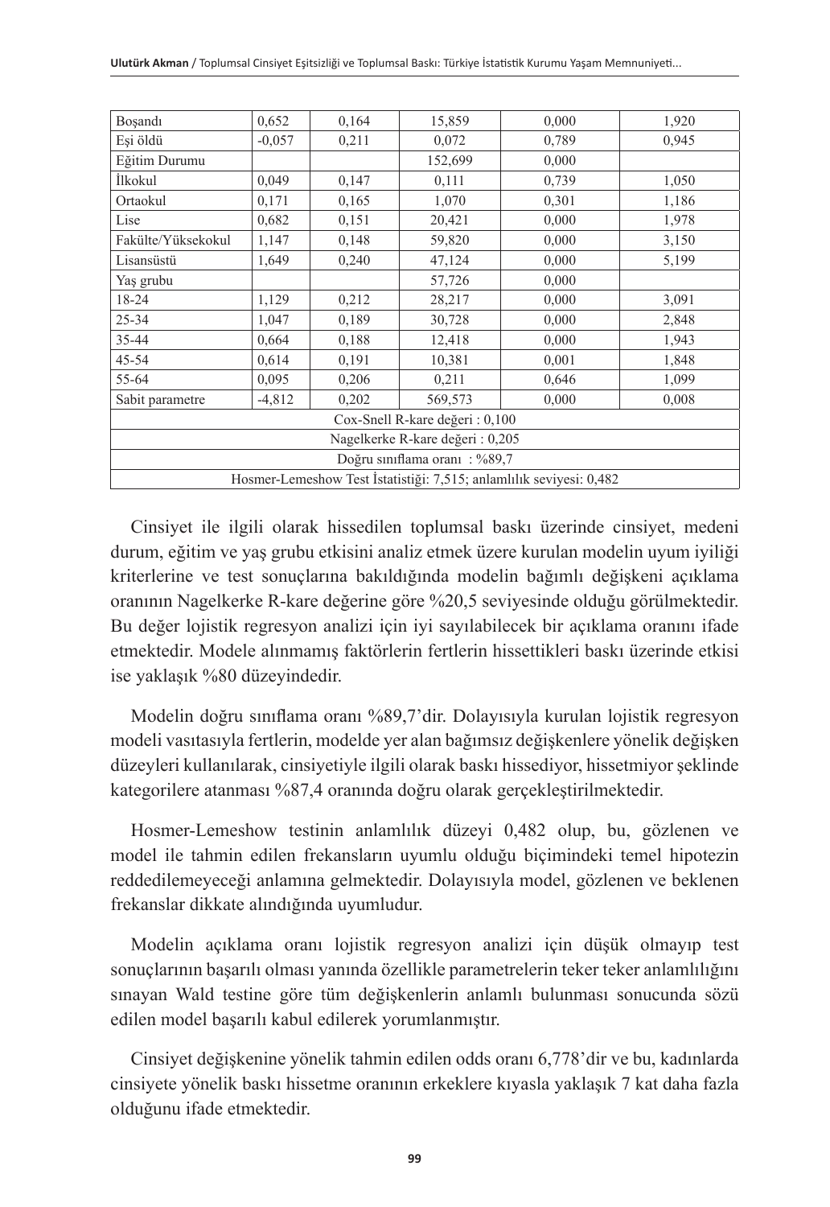| Boşandı | 0,652 | 0,164 | 15,859 | 0,000 | 1,920 |
|---|---|---|---|---|---|
| Eşi öldü | -0,057 | 0,211 | 0,072 | 0,789 | 0,945 |
| Eğitim Durumu | | | 152,699 | 0,000 | |
| İlkokul | 0,049 | 0,147 | 0,111 | 0,739 | 1,050 |
| Ortaokul | 0,171 | 0,165 | 1,070 | 0,301 | 1,186 |
| Lise | 0,682 | 0,151 | 20,421 | 0,000 | 1,978 |
| Fakülte/Yüksekokul | 1,147 | 0,148 | 59,820 | 0,000 | 3,150 |
| Lisansüstü | 1,649 | 0,240 | 47,124 | 0,000 | 5,199 |
| Yaş grubu | | | 57,726 | 0,000 | |
| 18-24 | 1,129 | 0,212 | 28,217 | 0,000 | 3,091 |
| 25-34 | 1,047 | 0,189 | 30,728 | 0,000 | 2,848 |
| 35-44 | 0,664 | 0,188 | 12,418 | 0,000 | 1,943 |
| 45-54 | 0,614 | 0,191 | 10,381 | 0,001 | 1,848 |
| 55-64 | 0,095 | 0,206 | 0,211 | 0,646 | 1,099 |
| Sabit parametre | -4,812 | 0,202 | 569,573 | 0,000 | 0,008 |
| Cox-Snell R-kare değeri : 0,100 | | | | | |
| Nagelkerke R-kare değeri : 0,205 | | | | | |
| Doğru sınıflama oranı : %89,7 | | | | | |
| Hosmer-Lemeshow Test İstatistiği: 7,515; anlamlılık seviyesi: 0,482 | | | | | |

Cinsiyet ile ilgili olarak hissedilen toplumsal baskı üzerinde cinsiyet, medeni durum, eğitim ve yaş grubu etkisini analiz etmek üzere kurulan modelin uyum iyiliği kriterlerine ve test sonuçlarına bakıldığında modelin bağımlı değişkeni açıklama oranının Nagelkerke R-kare değerine göre %20,5 seviyesinde olduğu görülmektedir. Bu değer lojistik regresyon analizi için iyi sayılabilecek bir açıklama oranını ifade etmektedir. Modele alınmamış faktörlerin fertlerin hissettikleri baskı üzerinde etkisi ise yaklaşık %80 düzeyindedir.

Modelin doğru sınıflama oranı %89,7'dir. Dolayısıyla kurulan lojistik regresyon modeli vasıtasıyla fertlerin, modelde yer alan bağımsız değişkenlere yönelik değişken düzeyleri kullanılarak, cinsiyetiyle ilgili olarak baskı hissediyor, hissetmiyor şeklinde kategorilere atanması %87,4 oranında doğru olarak gerçekleştirilmektedir.

Hosmer-Lemeshow testinin anlamlılık düzeyi 0,482 olup, bu, gözlenen ve model ile tahmin edilen frekansların uyumlu olduğu biçimindeki temel hipotezin reddedilemeyeceği anlamına gelmektedir. Dolayısıyla model, gözlenen ve beklenen frekanslar dikkate alındığında uyumludur.

Modelin açıklama oranı lojistik regresyon analizi için düşük olmayıp test sonuçlarının başarılı olması yanında özellikle parametrelerin teker teker anlamlılığını sınayan Wald testine göre tüm değişkenlerin anlamlı bulunması sonucunda sözü edilen model başarılı kabul edilerek yorumlanmıştır.

Cinsiyet değişkenine yönelik tahmin edilen odds oranı 6,778'dir ve bu, kadınlarda cinsiyete yönelik baskı hissetme oranının erkeklere kıyasla yaklaşık 7 kat daha fazla olduğunu ifade etmektedir.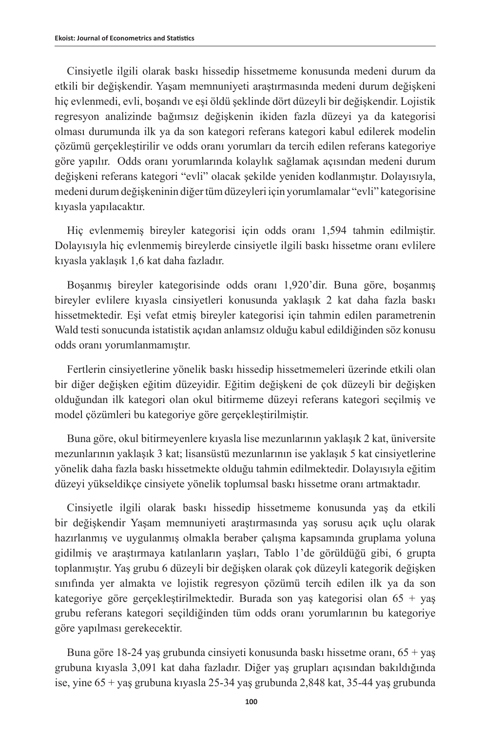Cinsiyetle ilgili olarak baskı hissedip hissetmeme konusunda medeni durum da etkili bir değişkendir. Yaşam memnuniyeti araştırmasında medeni durum değişkeni hiç evlenmedi, evli, boşandı ve eşi öldü şeklinde dört düzeyli bir değişkendir. Lojistik regresyon analizinde bağımsız değişkenin ikiden fazla düzeyi ya da kategorisi olması durumunda ilk ya da son kategori referans kategori kabul edilerek modelin çözümü gerçekleştirilir ve odds oranı yorumları da tercih edilen referans kategoriye göre yapılır. Odds oranı yorumlarında kolaylık sağlamak açısından medeni durum değişkeni referans kategori "evli" olacak şekilde yeniden kodlanmıştır. Dolayısıyla, medeni durum değişkeninin diğer tüm düzeyleri için yorumlamalar "evli" kategorisine kıyasla yapılacaktır.

Hiç evlenmemiş bireyler kategorisi için odds oranı 1,594 tahmin edilmiştir. Dolayısıyla hiç evlenmemiş bireylerde cinsiyetle ilgili baskı hissetme oranı evlilere kıyasla yaklaşık 1,6 kat daha fazladır.

Boşanmış bireyler kategorisinde odds oranı 1,920'dir. Buna göre, boşanmış bireyler evlilere kıyasla cinsiyetleri konusunda yaklaşık 2 kat daha fazla baskı hissetmektedir. Eşi vefat etmiş bireyler kategorisi için tahmin edilen parametrenin Wald testi sonucunda istatistik açıdan anlamsız olduğu kabul edildiğinden söz konusu odds oranı yorumlanmamıştır.

Fertlerin cinsiyetlerine yönelik baskı hissedip hissetmemeleri üzerinde etkili olan bir diğer değişken eğitim düzeyidir. Eğitim değişkeni de çok düzeyli bir değişken olduğundan ilk kategori olan okul bitirmeme düzeyi referans kategori seçilmiş ve model çözümleri bu kategoriye göre gerçekleştirilmiştir.

Buna göre, okul bitirmeyenlere kıyasla lise mezunlarının yaklaşık 2 kat, üniversite mezunlarının yaklaşık 3 kat; lisansüstü mezunlarının ise yaklaşık 5 kat cinsiyetlerine yönelik daha fazla baskı hissetmekte olduğu tahmin edilmektedir. Dolayısıyla eğitim düzeyi yükseldikçe cinsiyete yönelik toplumsal baskı hissetme oranı artmaktadır.

Cinsiyetle ilgili olarak baskı hissedip hissetmeme konusunda yaş da etkili bir değişkendir Yaşam memnuniyeti araştırmasında yaş sorusu açık uçlu olarak hazırlanmış ve uygulanmış olmakla beraber çalışma kapsamında gruplama yoluna gidilmiş ve araştırmaya katılanların yaşları, Tablo 1'de görüldüğü gibi, 6 grupta toplanmıştır. Yaş grubu 6 düzeyli bir değişken olarak çok düzeyli kategorik değişken sınıfında yer almakta ve lojistik regresyon çözümü tercih edilen ilk ya da son kategoriye göre gerçekleştirilmektedir. Burada son yaş kategorisi olan 65 + yaş grubu referans kategori seçildiğinden tüm odds oranı yorumlarının bu kategoriye göre yapılması gerekecektir.

Buna göre 18-24 yaş grubunda cinsiyeti konusunda baskı hissetme oranı, 65 + yaş grubuna kıyasla 3,091 kat daha fazladır. Diğer yaş grupları açısından bakıldığında ise, yine 65 + yaş grubuna kıyasla 25-34 yaş grubunda 2,848 kat, 35-44 yaş grubunda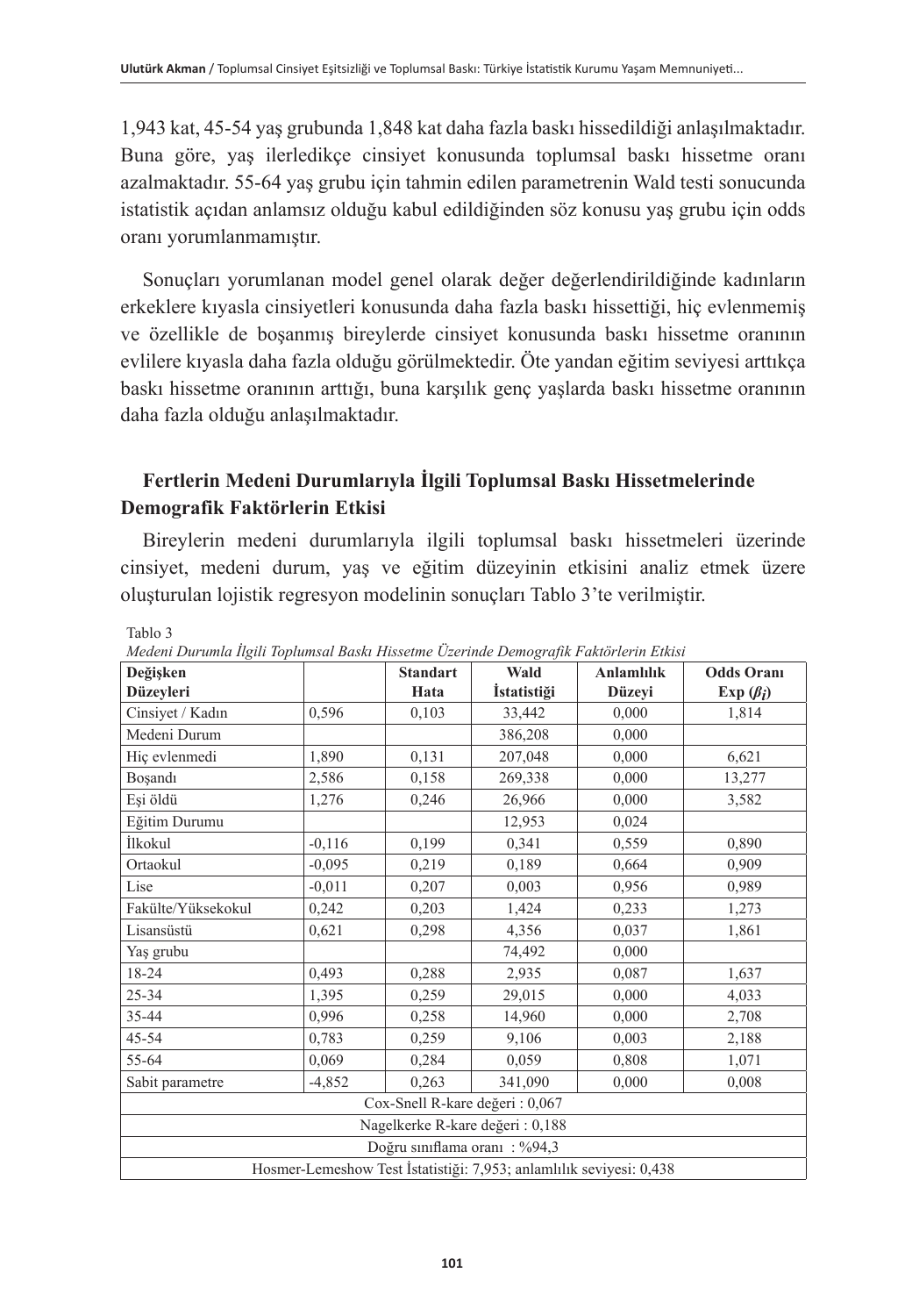1,943 kat, 45-54 yaş grubunda 1,848 kat daha fazla baskı hissedildiği anlaşılmaktadır. Buna göre, yaş ilerledikçe cinsiyet konusunda toplumsal baskı hissetme oranı azalmaktadır. 55-64 yaş grubu için tahmin edilen parametrenin Wald testi sonucunda istatistik açıdan anlamsız olduğu kabul edildiğinden söz konusu yaş grubu için odds oranı yorumlanmamıştır.

Sonuçları yorumlanan model genel olarak değer değerlendirildiğinde kadınların erkeklere kıyasla cinsiyetleri konusunda daha fazla baskı hissettiği, hiç evlenmemiş ve özellikle de boşanmış bireylerde cinsiyet konusunda baskı hissetme oranının evlilere kıyasla daha fazla olduğu görülmektedir. Öte yandan eğitim seviyesi arttıkça baskı hissetme oranının arttığı, buna karşılık genç yaşlarda baskı hissetme oranının daha fazla olduğu anlaşılmaktadır.

## Fertlerin Medeni Durumlarıyla İlgili Toplumsal Baskı Hissetmelerinde Demografik Faktörlerin Etkisi

Bireylerin medeni durumlarıyla ilgili toplumsal baskı hissetmeleri üzerinde cinsiyet, medeni durum, yaş ve eğitim düzeyinin etkisini analiz etmek üzere oluşturulan lojistik regresyon modelinin sonuçları Tablo 3'te verilmiştir.

Tablo 3

*Medeni Durumla İlgili Toplumsal Baskı Hissetme Üzerinde Demografik Faktörlerin Etkisi*

| Değişken Düzeyleri | | Standart Hata | Wald İstatistiği | Anlamlılık Düzeyi | Odds Oranı Exp ($\beta_i$) |
|---|---|---|---|---|---|
| Cinsiyet / Kadın | 0,596 | 0,103 | 33,442 | 0,000 | 1,814 |
| Medeni Durum | | | 386,208 | 0,000 | |
| Hiç evlenmedi | 1,890 | 0,131 | 207,048 | 0,000 | 6,621 |
| Boşandı | 2,586 | 0,158 | 269,338 | 0,000 | 13,277 |
| Eşi öldü | 1,276 | 0,246 | 26,966 | 0,000 | 3,582 |
| Eğitim Durumu | | | 12,953 | 0,024 | |
| İlkokul | -0,116 | 0,199 | 0,341 | 0,559 | 0,890 |
| Ortaokul | -0,095 | 0,219 | 0,189 | 0,664 | 0,909 |
| Lise | -0,011 | 0,207 | 0,003 | 0,956 | 0,989 |
| Fakülte/Yüksekokul | 0,242 | 0,203 | 1,424 | 0,233 | 1,273 |
| Lisansüstü | 0,621 | 0,298 | 4,356 | 0,037 | 1,861 |
| Yaş grubu | | | 74,492 | 0,000 | |
| 18-24 | 0,493 | 0,288 | 2,935 | 0,087 | 1,637 |
| 25-34 | 1,395 | 0,259 | 29,015 | 0,000 | 4,033 |
| 35-44 | 0,996 | 0,258 | 14,960 | 0,000 | 2,708 |
| 45-54 | 0,783 | 0,259 | 9,106 | 0,003 | 2,188 |
| 55-64 | 0,069 | 0,284 | 0,059 | 0,808 | 1,071 |
| Sabit parametre | -4,852 | 0,263 | 341,090 | 0,000 | 0,008 |
| Cox-Snell R-kare değeri : 0,067 | | | | | |
| Nagelkerke R-kare değeri : 0,188 | | | | | |
| Doğru sınıflama oranı : %94,3 | | | | | |
| Hosmer-Lemeshow Test İstatistiği: 7,953; anlamlılık seviyesi: 0,438 | | | | | |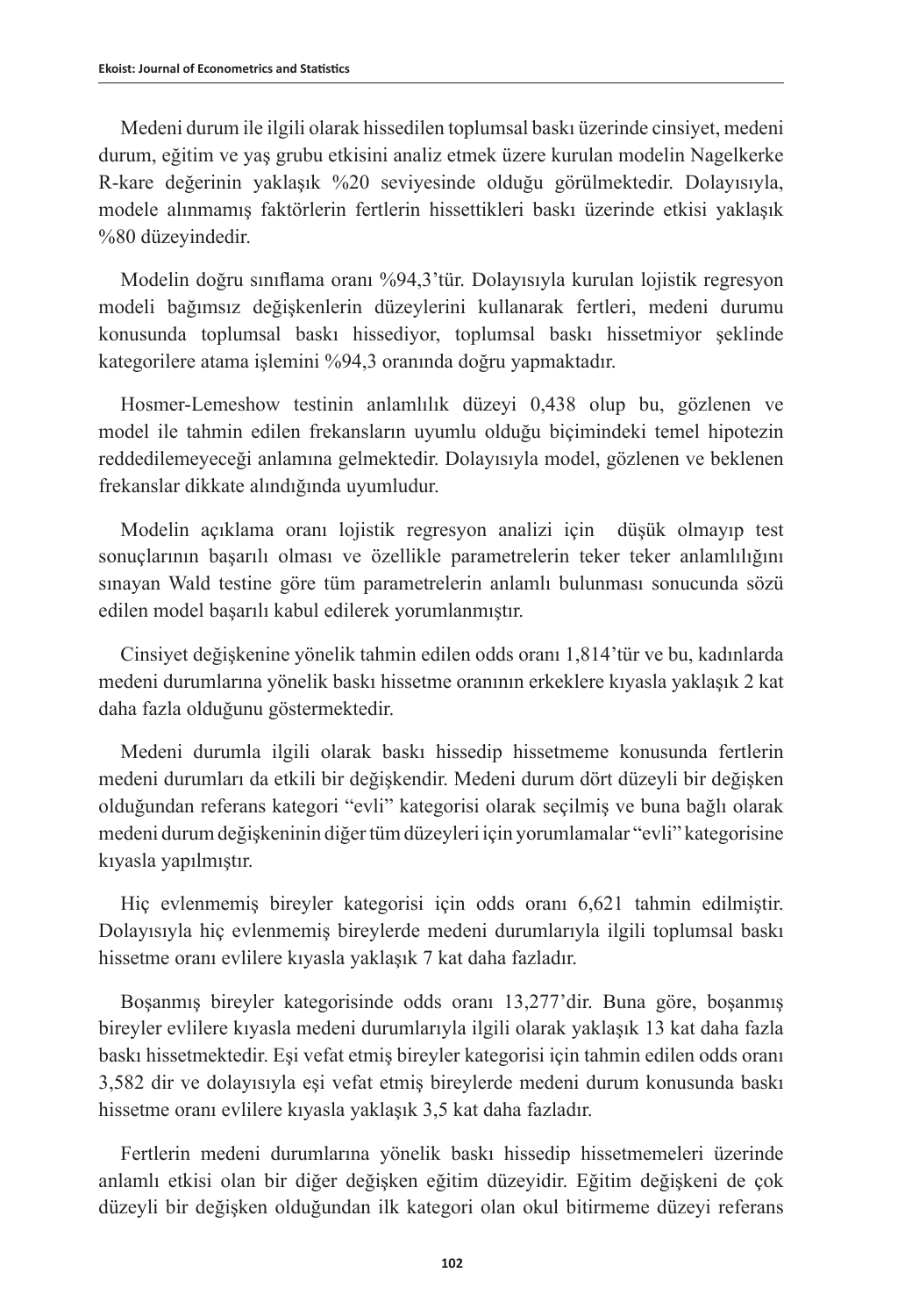Medeni durum ile ilgili olarak hissedilen toplumsal baskı üzerinde cinsiyet, medeni durum, eğitim ve yaş grubu etkisini analiz etmek üzere kurulan modelin Nagelkerke R-kare değerinin yaklaşık %20 seviyesinde olduğu görülmektedir. Dolayısıyla, modele alınmamış faktörlerin fertlerin hissettikleri baskı üzerinde etkisi yaklaşık %80 düzeyindedir.

Modelin doğru sınıflama oranı %94,3'tür. Dolayısıyla kurulan lojistik regresyon modeli bağımsız değişkenlerin düzeylerini kullanarak fertleri, medeni durumu konusunda toplumsal baskı hissediyor, toplumsal baskı hissetmiyor şeklinde kategorilere atama işlemini %94,3 oranında doğru yapmaktadır.

Hosmer-Lemeshow testinin anlamlılık düzeyi 0,438 olup bu, gözlenen ve model ile tahmin edilen frekansların uyumlu olduğu biçimindeki temel hipotezin reddedilemeyeceği anlamına gelmektedir. Dolayısıyla model, gözlenen ve beklenen frekanslar dikkate alındığında uyumludur.

Modelin açıklama oranı lojistik regresyon analizi için düşük olmayıp test sonuçlarının başarılı olması ve özellikle parametrelerin teker teker anlamlılığını sınayan Wald testine göre tüm parametrelerin anlamlı bulunması sonucunda sözü edilen model başarılı kabul edilerek yorumlanmıştır.

Cinsiyet değişkenine yönelik tahmin edilen odds oranı 1,814'tür ve bu, kadınlarda medeni durumlarına yönelik baskı hissetme oranının erkeklere kıyasla yaklaşık 2 kat daha fazla olduğunu göstermektedir.

Medeni durumla ilgili olarak baskı hissedip hissetmeme konusunda fertlerin medeni durumları da etkili bir değişkendir. Medeni durum dört düzeyli bir değişken olduğundan referans kategori "evli" kategorisi olarak seçilmiş ve buna bağlı olarak medeni durum değişkeninin diğer tüm düzeyleri için yorumlamalar "evli" kategorisine kıyasla yapılmıştır.

Hiç evlenmemiş bireyler kategorisi için odds oranı 6,621 tahmin edilmiştir. Dolayısıyla hiç evlenmemiş bireylerde medeni durumlarıyla ilgili toplumsal baskı hissetme oranı evlilere kıyasla yaklaşık 7 kat daha fazladır.

Boşanmış bireyler kategorisinde odds oranı 13,277'dir. Buna göre, boşanmış bireyler evlilere kıyasla medeni durumlarıyla ilgili olarak yaklaşık 13 kat daha fazla baskı hissetmektedir. Eşi vefat etmiş bireyler kategorisi için tahmin edilen odds oranı 3,582 dir ve dolayısıyla eşi vefat etmiş bireylerde medeni durum konusunda baskı hissetme oranı evlilere kıyasla yaklaşık 3,5 kat daha fazladır.

Fertlerin medeni durumlarına yönelik baskı hissedip hissetmemeleri üzerinde anlamlı etkisi olan bir diğer değişken eğitim düzeyidir. Eğitim değişkeni de çok düzeyli bir değişken olduğundan ilk kategori olan okul bitirmeme düzeyi referans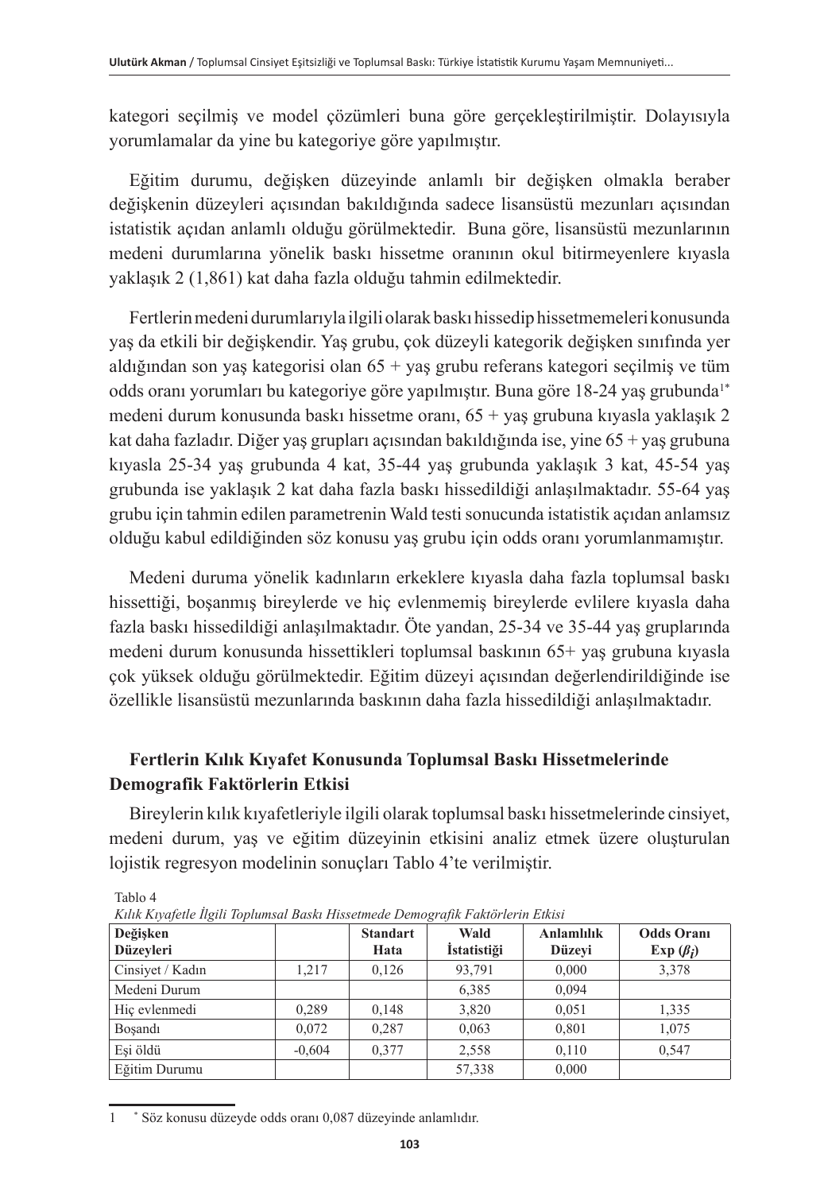kategori seçilmiş ve model çözümleri buna göre gerçekleştirilmiştir. Dolayısıyla yorumlamalar da yine bu kategoriye göre yapılmıştır.

Eğitim durumu, değişken düzeyinde anlamlı bir değişken olmakla beraber değişkenin düzeyleri açısından bakıldığında sadece lisansüstü mezunları açısından istatistik açıdan anlamlı olduğu görülmektedir. Buna göre, lisansüstü mezunlarının medeni durumlarına yönelik baskı hissetme oranının okul bitirmeyenlere kıyasla yaklaşık 2 (1,861) kat daha fazla olduğu tahmin edilmektedir.

Fertlerin medeni durumlarıyla ilgili olarak baskı hissedip hissetmemeleri konusunda yaş da etkili bir değişkendir. Yaş grubu, çok düzeyli kategorik değişken sınıfında yer aldığından son yaş kategorisi olan 65 + yaş grubu referans kategori seçilmiş ve tüm odds oranı yorumları bu kategoriye göre yapılmıştır. Buna göre 18-24 yaş grubunda[1*] medeni durum konusunda baskı hissetme oranı, 65 + yaş grubuna kıyasla yaklaşık 2 kat daha fazladır. Diğer yaş grupları açısından bakıldığında ise, yine 65 + yaş grubuna kıyasla 25-34 yaş grubunda 4 kat, 35-44 yaş grubunda yaklaşık 3 kat, 45-54 yaş grubunda ise yaklaşık 2 kat daha fazla baskı hissedildiği anlaşılmaktadır. 55-64 yaş grubu için tahmin edilen parametrenin Wald testi sonucunda istatistik açıdan anlamsız olduğu kabul edildiğinden söz konusu yaş grubu için odds oranı yorumlanmamıştır.

Medeni duruma yönelik kadınların erkeklere kıyasla daha fazla toplumsal baskı hissettiği, boşanmış bireylerde ve hiç evlenmemiş bireylerde evlilere kıyasla daha fazla baskı hissedildiği anlaşılmaktadır. Öte yandan, 25-34 ve 35-44 yaş gruplarında medeni durum konusunda hissettikleri toplumsal baskının 65+ yaş grubuna kıyasla çok yüksek olduğu görülmektedir. Eğitim düzeyi açısından değerlendirildiğinde ise özellikle lisansüstü mezunlarında baskının daha fazla hissedildiği anlaşılmaktadır.

## Fertlerin Kılık Kıyafet Konusunda Toplumsal Baskı Hissetmelerinde Demografik Faktörlerin Etkisi

Bireylerin kılık kıyafetleriyle ilgili olarak toplumsal baskı hissetmelerinde cinsiyet, medeni durum, yaş ve eğitim düzeyinin etkisini analiz etmek üzere oluşturulan lojistik regresyon modelinin sonuçları Tablo 4'te verilmiştir.

Tablo 4

*Kılık Kıyafetle İlgili Toplumsal Baskı Hissetmede Demografik Faktörlerin Etkisi*

| Değişken Düzeyleri | | Standart Hata | Wald İstatistiği | Anlamlılık Düzeyi | Odds Oranı Exp ($\beta_i$) |
|---|---|---|---|---|---|
| Cinsiyet / Kadın | 1,217 | 0,126 | 93,791 | 0,000 | 3,378 |
| Medeni Durum | | | 6,385 | 0,094 | |
| Hiç evlenmedi | 0,289 | 0,148 | 3,820 | 0,051 | 1,335 |
| Boşandı | 0,072 | 0,287 | 0,063 | 0,801 | 1,075 |
| Eşi öldü | -0,604 | 0,377 | 2,558 | 0,110 | 0,547 |
| Eğitim Durumu | | | 57,338 | 0,000 | |

1 * Söz konusu düzeyde odds oranı 0,087 düzeyinde anlamlıdır.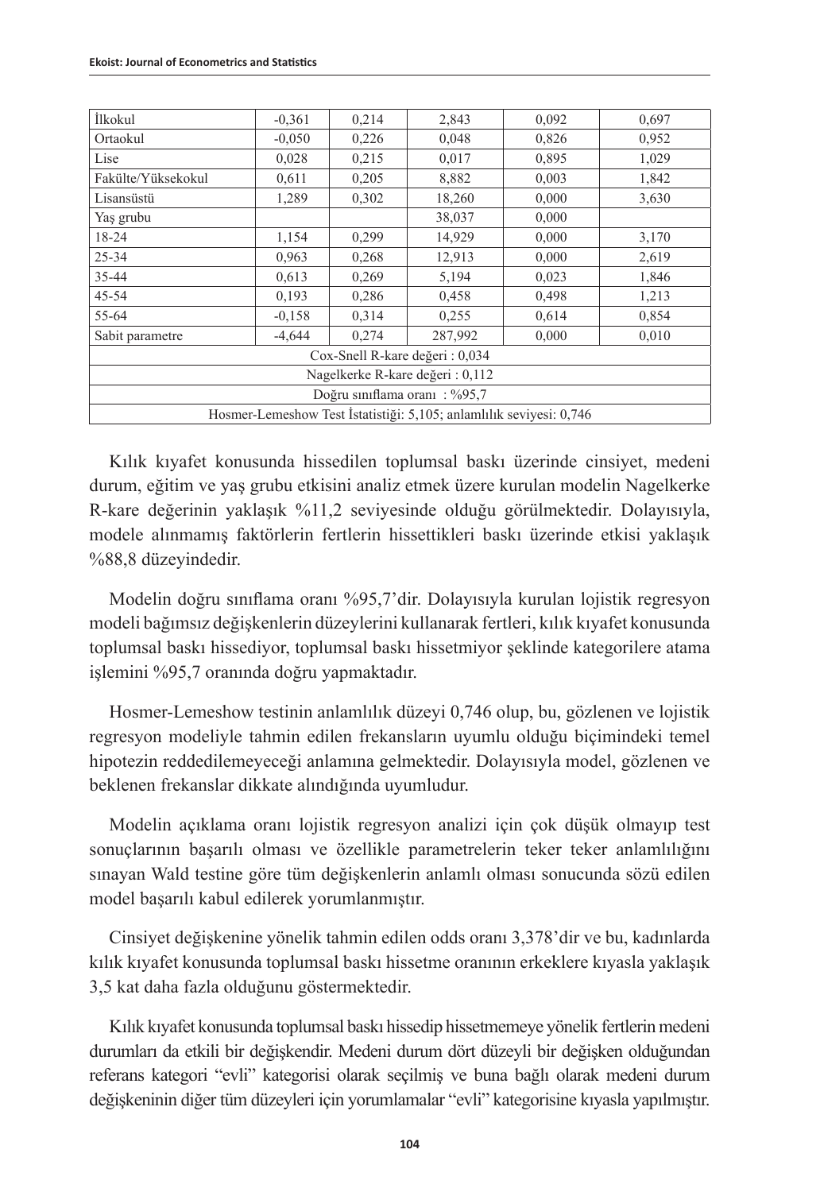| | | | | | |
|---|---|---|---|---|---|
| İlkokul | -0,361 | 0,214 | 2,843 | 0,092 | 0,697 |
| Ortaokul | -0,050 | 0,226 | 0,048 | 0,826 | 0,952 |
| Lise | 0,028 | 0,215 | 0,017 | 0,895 | 1,029 |
| Fakülte/Yüksekokul | 0,611 | 0,205 | 8,882 | 0,003 | 1,842 |
| Lisansüstü | 1,289 | 0,302 | 18,260 | 0,000 | 3,630 |
| Yaş grubu | | | 38,037 | 0,000 | |
| 18-24 | 1,154 | 0,299 | 14,929 | 0,000 | 3,170 |
| 25-34 | 0,963 | 0,268 | 12,913 | 0,000 | 2,619 |
| 35-44 | 0,613 | 0,269 | 5,194 | 0,023 | 1,846 |
| 45-54 | 0,193 | 0,286 | 0,458 | 0,498 | 1,213 |
| 55-64 | -0,158 | 0,314 | 0,255 | 0,614 | 0,854 |
| Sabit parametre | -4,644 | 0,274 | 287,992 | 0,000 | 0,010 |
| Cox-Snell R-kare değeri : 0,034 | | | | | |
| Nagelkerke R-kare değeri : 0,112 | | | | | |
| Doğru sınıflama oranı : %95,7 | | | | | |
| Hosmer-Lemeshow Test İstatistiği: 5,105; anlamlılık seviyesi: 0,746 | | | | | |

Kılık kıyafet konusunda hissedilen toplumsal baskı üzerinde cinsiyet, medeni durum, eğitim ve yaş grubu etkisini analiz etmek üzere kurulan modelin Nagelkerke R-kare değerinin yaklaşık %11,2 seviyesinde olduğu görülmektedir. Dolayısıyla, modele alınmamış faktörlerin fertlerin hissettikleri baskı üzerinde etkisi yaklaşık %88,8 düzeyindedir.

Modelin doğru sınıflama oranı %95,7'dir. Dolayısıyla kurulan lojistik regresyon modeli bağımsız değişkenlerin düzeylerini kullanarak fertleri, kılık kıyafet konusunda toplumsal baskı hissediyor, toplumsal baskı hissetmiyor şeklinde kategorilere atama işlemini %95,7 oranında doğru yapmaktadır.

Hosmer-Lemeshow testinin anlamlılık düzeyi 0,746 olup, bu, gözlenen ve lojistik regresyon modeliyle tahmin edilen frekansların uyumlu olduğu biçimindeki temel hipotezin reddedilemeyeceği anlamına gelmektedir. Dolayısıyla model, gözlenen ve beklenen frekanslar dikkate alındığında uyumludur.

Modelin açıklama oranı lojistik regresyon analizi için çok düşük olmayıp test sonuçlarının başarılı olması ve özellikle parametrelerin teker teker anlamlılığını sınayan Wald testine göre tüm değişkenlerin anlamlı olması sonucunda sözü edilen model başarılı kabul edilerek yorumlanmıştır.

Cinsiyet değişkenine yönelik tahmin edilen odds oranı 3,378'dir ve bu, kadınlarda kılık kıyafet konusunda toplumsal baskı hissetme oranının erkeklere kıyasla yaklaşık 3,5 kat daha fazla olduğunu göstermektedir.

Kılık kıyafet konusunda toplumsal baskı hissedip hissetmemeye yönelik fertlerin medeni durumları da etkili bir değişkendir. Medeni durum dört düzeyli bir değişken olduğundan referans kategori "evli" kategorisi olarak seçilmiş ve buna bağlı olarak medeni durum değişkeninin diğer tüm düzeyleri için yorumlamalar "evli" kategorisine kıyasla yapılmıştır.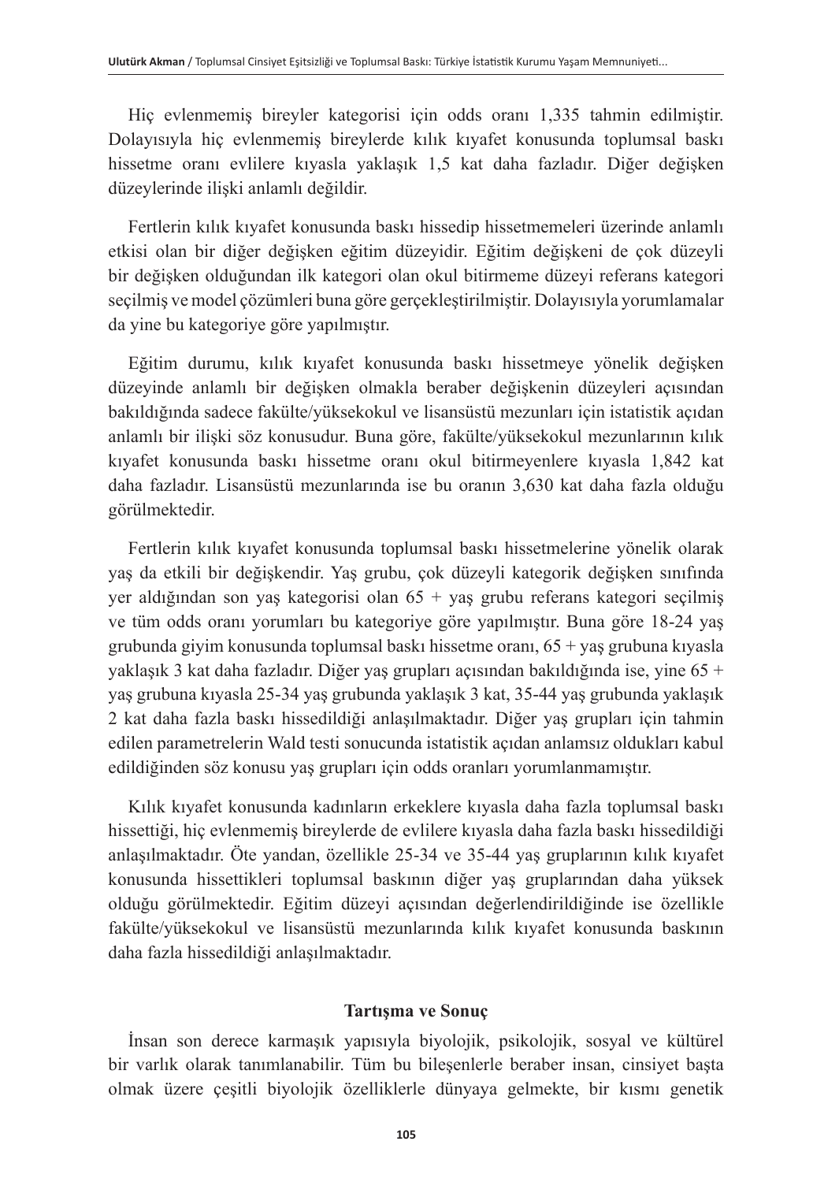Hiç evlenmemiş bireyler kategorisi için odds oranı 1,335 tahmin edilmiştir. Dolayısıyla hiç evlenmemiş bireylerde kılık kıyafet konusunda toplumsal baskı hissetme oranı evlilere kıyasla yaklaşık 1,5 kat daha fazladır. Diğer değişken düzeylerinde ilişki anlamlı değildir.

Fertlerin kılık kıyafet konusunda baskı hissedip hissetmemeleri üzerinde anlamlı etkisi olan bir diğer değişken eğitim düzeyidir. Eğitim değişkeni de çok düzeyli bir değişken olduğundan ilk kategori olan okul bitirmeme düzeyi referans kategori seçilmiş ve model çözümleri buna göre gerçekleştirilmiştir. Dolayısıyla yorumlamalar da yine bu kategoriye göre yapılmıştır.

Eğitim durumu, kılık kıyafet konusunda baskı hissetmeye yönelik değişken düzeyinde anlamlı bir değişken olmakla beraber değişkenin düzeyleri açısından bakıldığında sadece fakülte/yüksekokul ve lisansüstü mezunları için istatistik açıdan anlamlı bir ilişki söz konusudur. Buna göre, fakülte/yüksekokul mezunlarının kılık kıyafet konusunda baskı hissetme oranı okul bitirmeyenlere kıyasla 1,842 kat daha fazladır. Lisansüstü mezunlarında ise bu oranın 3,630 kat daha fazla olduğu görülmektedir.

Fertlerin kılık kıyafet konusunda toplumsal baskı hissetmelerine yönelik olarak yaş da etkili bir değişkendir. Yaş grubu, çok düzeyli kategorik değişken sınıfında yer aldığından son yaş kategorisi olan 65 + yaş grubu referans kategori seçilmiş ve tüm odds oranı yorumları bu kategoriye göre yapılmıştır. Buna göre 18-24 yaş grubunda giyim konusunda toplumsal baskı hissetme oranı, 65 + yaş grubuna kıyasla yaklaşık 3 kat daha fazladır. Diğer yaş grupları açısından bakıldığında ise, yine 65 + yaş grubuna kıyasla 25-34 yaş grubunda yaklaşık 3 kat, 35-44 yaş grubunda yaklaşık 2 kat daha fazla baskı hissedildiği anlaşılmaktadır. Diğer yaş grupları için tahmin edilen parametrelerin Wald testi sonucunda istatistik açıdan anlamsız oldukları kabul edildiğinden söz konusu yaş grupları için odds oranları yorumlanmamıştır.

Kılık kıyafet konusunda kadınların erkeklere kıyasla daha fazla toplumsal baskı hissettiği, hiç evlenmemiş bireylerde de evlilere kıyasla daha fazla baskı hissedildiği anlaşılmaktadır. Öte yandan, özellikle 25-34 ve 35-44 yaş gruplarının kılık kıyafet konusunda hissettikleri toplumsal baskının diğer yaş gruplarından daha yüksek olduğu görülmektedir. Eğitim düzeyi açısından değerlendirildiğinde ise özellikle fakülte/yüksekokul ve lisansüstü mezunlarında kılık kıyafet konusunda baskının daha fazla hissedildiği anlaşılmaktadır.

## Tartışma ve Sonuç

İnsan son derece karmaşık yapısıyla biyolojik, psikolojik, sosyal ve kültürel bir varlık olarak tanımlanabilir. Tüm bu bileşenlerle beraber insan, cinsiyet başta olmak üzere çeşitli biyolojik özelliklerle dünyaya gelmekte, bir kısmı genetik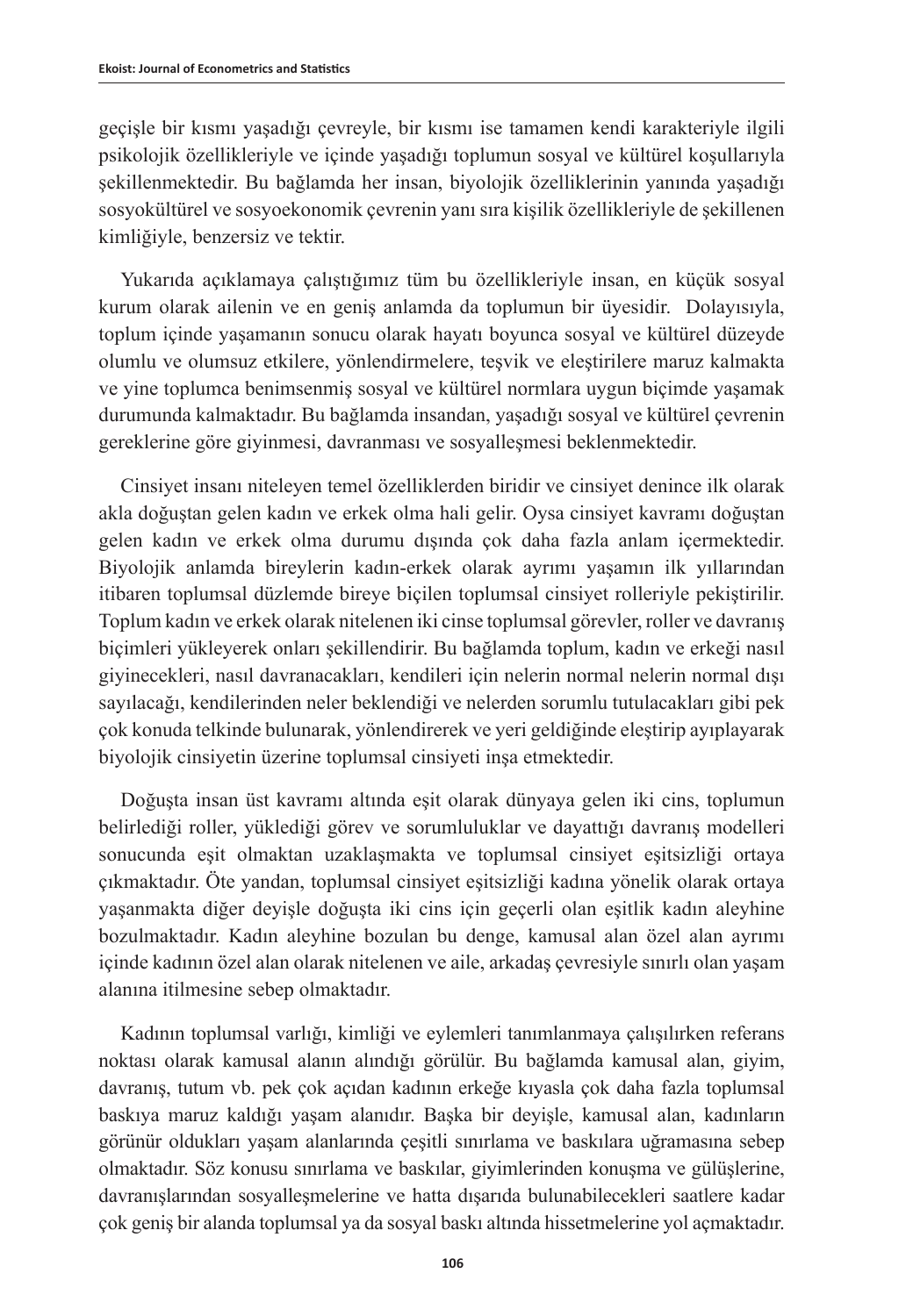geçişle bir kısmı yaşadığı çevreyle, bir kısmı ise tamamen kendi karakteriyle ilgili psikolojik özellikleriyle ve içinde yaşadığı toplumun sosyal ve kültürel koşullarıyla şekillenmektedir. Bu bağlamda her insan, biyolojik özelliklerinin yanında yaşadığı sosyokültürel ve sosyoekonomik çevrenin yanı sıra kişilik özellikleriyle de şekillenen kimliğiyle, benzersiz ve tektir.

Yukarıda açıklamaya çalıştığımız tüm bu özellikleriyle insan, en küçük sosyal kurum olarak ailenin ve en geniş anlamda da toplumun bir üyesidir. Dolayısıyla, toplum içinde yaşamanın sonucu olarak hayatı boyunca sosyal ve kültürel düzeyde olumlu ve olumsuz etkilere, yönlendirmelere, teşvik ve eleştirilere maruz kalmakta ve yine toplumca benimsenmiş sosyal ve kültürel normlara uygun biçimde yaşamak durumunda kalmaktadır. Bu bağlamda insandan, yaşadığı sosyal ve kültürel çevrenin gereklerine göre giyinmesi, davranması ve sosyalleşmesi beklenmektedir.

Cinsiyet insanı niteleyen temel özelliklerden biridir ve cinsiyet denince ilk olarak akla doğuştan gelen kadın ve erkek olma hali gelir. Oysa cinsiyet kavramı doğuştan gelen kadın ve erkek olma durumu dışında çok daha fazla anlam içermektedir. Biyolojik anlamda bireylerin kadın-erkek olarak ayrımı yaşamın ilk yıllarından itibaren toplumsal düzlemde bireye biçilen toplumsal cinsiyet rolleriyle pekiştirilir. Toplum kadın ve erkek olarak nitelenen iki cinse toplumsal görevler, roller ve davranış biçimleri yükleyerek onları şekillendirir. Bu bağlamda toplum, kadın ve erkeği nasıl giyinecekleri, nasıl davranacakları, kendileri için nelerin normal nelerin normal dışı sayılacağı, kendilerinden neler beklendiği ve nelerden sorumlu tutulacakları gibi pek çok konuda telkinde bulunarak, yönlendirerek ve yeri geldiğinde eleştirip ayıplayarak biyolojik cinsiyetin üzerine toplumsal cinsiyeti inşa etmektedir.

Doğuşta insan üst kavramı altında eşit olarak dünyaya gelen iki cins, toplumun belirlediği roller, yüklediği görev ve sorumluluklar ve dayattığı davranış modelleri sonucunda eşit olmaktan uzaklaşmakta ve toplumsal cinsiyet eşitsizliği ortaya çıkmaktadır. Öte yandan, toplumsal cinsiyet eşitsizliği kadına yönelik olarak ortaya yaşanmakta diğer deyişle doğuşta iki cins için geçerli olan eşitlik kadın aleyhine bozulmaktadır. Kadın aleyhine bozulan bu denge, kamusal alan özel alan ayrımı içinde kadının özel alan olarak nitelenen ve aile, arkadaş çevresiyle sınırlı olan yaşam alanına itilmesine sebep olmaktadır.

Kadının toplumsal varlığı, kimliği ve eylemleri tanımlanmaya çalışılırken referans noktası olarak kamusal alanın alındığı görülür. Bu bağlamda kamusal alan, giyim, davranış, tutum vb. pek çok açıdan kadının erkeğe kıyasla çok daha fazla toplumsal baskıya maruz kaldığı yaşam alanıdır. Başka bir deyişle, kamusal alan, kadınların görünür oldukları yaşam alanlarında çeşitli sınırlama ve baskılara uğramasına sebep olmaktadır. Söz konusu sınırlama ve baskılar, giyimlerinden konuşma ve gülüşlerine, davranışlarından sosyalleşmelerine ve hatta dışarıda bulunabilecekleri saatlere kadar çok geniş bir alanda toplumsal ya da sosyal baskı altında hissetmelerine yol açmaktadır.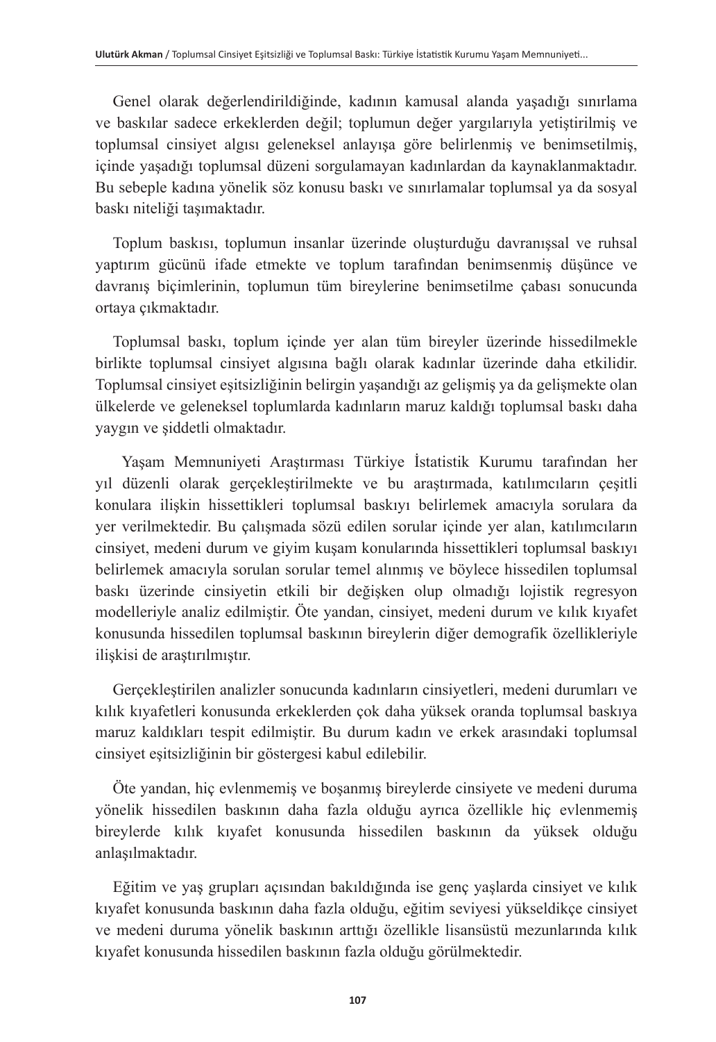Genel olarak değerlendirildiğinde, kadının kamusal alanda yaşadığı sınırlama ve baskılar sadece erkeklerden değil; toplumun değer yargılarıyla yetiştirilmiş ve toplumsal cinsiyet algısı geleneksel anlayışa göre belirlenmiş ve benimsetilmiş, içinde yaşadığı toplumsal düzeni sorgulamayan kadınlardan da kaynaklanmaktadır. Bu sebeple kadına yönelik söz konusu baskı ve sınırlamalar toplumsal ya da sosyal baskı niteliği taşımaktadır.

Toplum baskısı, toplumun insanlar üzerinde oluşturduğu davranışsal ve ruhsal yaptırım gücünü ifade etmekte ve toplum tarafından benimsenmiş düşünce ve davranış biçimlerinin, toplumun tüm bireylerine benimsetilme çabası sonucunda ortaya çıkmaktadır.

Toplumsal baskı, toplum içinde yer alan tüm bireyler üzerinde hissedilmekle birlikte toplumsal cinsiyet algısına bağlı olarak kadınlar üzerinde daha etkilidir. Toplumsal cinsiyet eşitsizliğinin belirgin yaşandığı az gelişmiş ya da gelişmekte olan ülkelerde ve geleneksel toplumlarda kadınların maruz kaldığı toplumsal baskı daha yaygın ve şiddetli olmaktadır.

Yaşam Memnuniyeti Araştırması Türkiye İstatistik Kurumu tarafından her yıl düzenli olarak gerçekleştirilmekte ve bu araştırmada, katılımcıların çeşitli konulara ilişkin hissettikleri toplumsal baskıyı belirlemek amacıyla sorulara da yer verilmektedir. Bu çalışmada sözü edilen sorular içinde yer alan, katılımcıların cinsiyet, medeni durum ve giyim kuşam konularında hissettikleri toplumsal baskıyı belirlemek amacıyla sorulan sorular temel alınmış ve böylece hissedilen toplumsal baskı üzerinde cinsiyetin etkili bir değişken olup olmadığı lojistik regresyon modelleriyle analiz edilmiştir. Öte yandan, cinsiyet, medeni durum ve kılık kıyafet konusunda hissedilen toplumsal baskının bireylerin diğer demografik özellikleriyle ilişkisi de araştırılmıştır.

Gerçekleştirilen analizler sonucunda kadınların cinsiyetleri, medeni durumları ve kılık kıyafetleri konusunda erkeklerden çok daha yüksek oranda toplumsal baskıya maruz kaldıkları tespit edilmiştir. Bu durum kadın ve erkek arasındaki toplumsal cinsiyet eşitsizliğinin bir göstergesi kabul edilebilir.

Öte yandan, hiç evlenmemiş ve boşanmış bireylerde cinsiyete ve medeni duruma yönelik hissedilen baskının daha fazla olduğu ayrıca özellikle hiç evlenmemiş bireylerde kılık kıyafet konusunda hissedilen baskının da yüksek olduğu anlaşılmaktadır.

Eğitim ve yaş grupları açısından bakıldığında ise genç yaşlarda cinsiyet ve kılık kıyafet konusunda baskının daha fazla olduğu, eğitim seviyesi yükseldikçe cinsiyet ve medeni duruma yönelik baskının arttığı özellikle lisansüstü mezunlarında kılık kıyafet konusunda hissedilen baskının fazla olduğu görülmektedir.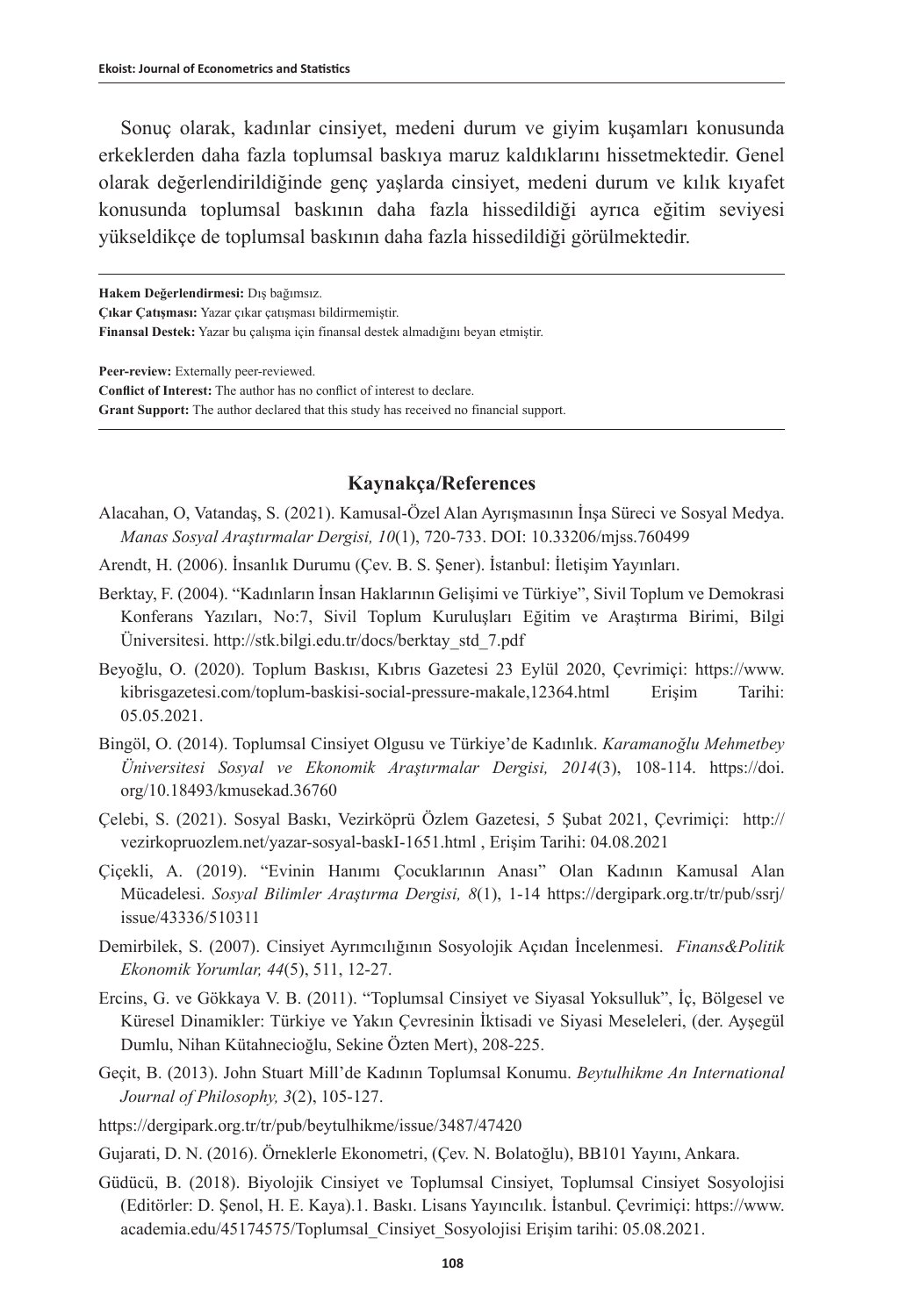Sonuç olarak, kadınlar cinsiyet, medeni durum ve giyim kuşamları konusunda erkeklerden daha fazla toplumsal baskıya maruz kaldıklarını hissetmektedir. Genel olarak değerlendirildiğinde genç yaşlarda cinsiyet, medeni durum ve kılık kıyafet konusunda toplumsal baskının daha fazla hissedildiği ayrıca eğitim seviyesi yükseldikçe de toplumsal baskının daha fazla hissedildiği görülmektedir.

---

**Hakem Değerlendirmesi:** Dış bağımsız.
**Çıkar Çatışması:** Yazar çıkar çatışması bildirmemiştir.
**Finansal Destek:** Yazar bu çalışma için finansal destek almadığını beyan etmiştir.

**Peer-review:** Externally peer-reviewed.
**Conflict of Interest:** The author has no conflict of interest to declare.
**Grant Support:** The author declared that this study has received no financial support.

---

## Kaynakça/References

Alacahan, O, Vatandaş, S. (2021). Kamusal-Özel Alan Ayrışmasının İnşa Süreci ve Sosyal Medya. *Manas Sosyal Araştırmalar Dergisi, 10*(1), 720-733. DOI: 10.33206/mjss.760499

Arendt, H. (2006). İnsanlık Durumu (Çev. B. S. Şener). İstanbul: İletişim Yayınları.

Berktay, F. (2004). "Kadınların İnsan Haklarının Gelişimi ve Türkiye", Sivil Toplum ve Demokrasi Konferans Yazıları, No:7, Sivil Toplum Kuruluşları Eğitim ve Araştırma Birimi, Bilgi Üniversitesi. http://stk.bilgi.edu.tr/docs/berktay_std_7.pdf

Beyoğlu, O. (2020). Toplum Baskısı, Kıbrıs Gazetesi 23 Eylül 2020, Çevrimiçi: https://www.kibrisgazetesi.com/toplum-baskisi-social-pressure-makale,12364.html Erişim Tarihi: 05.05.2021.

Bingöl, O. (2014). Toplumsal Cinsiyet Olgusu ve Türkiye'de Kadınlık. *Karamanoğlu Mehmetbey Üniversitesi Sosyal ve Ekonomik Araştırmalar Dergisi, 2014*(3), 108-114. https://doi.org/10.18493/kmusekad.36760

Çelebi, S. (2021). Sosyal Baskı, Vezirköprü Özlem Gazetesi, 5 Şubat 2021, Çevrimiçi: http://vezirkopruozlem.net/yazar-sosyal-baskI-1651.html , Erişim Tarihi: 04.08.2021

Çiçekli, A. (2019). "Evinin Hanımı Çocuklarının Anası" Olan Kadının Kamusal Alan Mücadelesi. *Sosyal Bilimler Araştırma Dergisi, 8*(1), 1-14 https://dergipark.org.tr/tr/pub/ssrj/issue/43336/510311

Demirbilek, S. (2007). Cinsiyet Ayrımcılığının Sosyolojik Açıdan İncelenmesi. *Finans&Politik Ekonomik Yorumlar, 44*(5), 511, 12-27.

Ercins, G. ve Gökkaya V. B. (2011). "Toplumsal Cinsiyet ve Siyasal Yoksulluk", İç, Bölgesel ve Küresel Dinamikler: Türkiye ve Yakın Çevresinin İktisadi ve Siyasi Meseleleri, (der. Ayşegül Dumlu, Nihan Kütahnecioğlu, Sekine Özten Mert), 208-225.

Geçit, B. (2013). John Stuart Mill'de Kadının Toplumsal Konumu. *Beytulhikme An International Journal of Philosophy, 3*(2), 105-127.

https://dergipark.org.tr/tr/pub/beytulhikme/issue/3487/47420

Gujarati, D. N. (2016). Örneklerle Ekonometri, (Çev. N. Bolatoğlu), BB101 Yayını, Ankara.

Güdücü, B. (2018). Biyolojik Cinsiyet ve Toplumsal Cinsiyet, Toplumsal Cinsiyet Sosyolojisi (Editörler: D. Şenol, H. E. Kaya).1. Baskı. Lisans Yayıncılık. İstanbul. Çevrimiçi: https://www.academia.edu/45174575/Toplumsal_Cinsiyet_Sosyolojisi Erişim tarihi: 05.08.2021.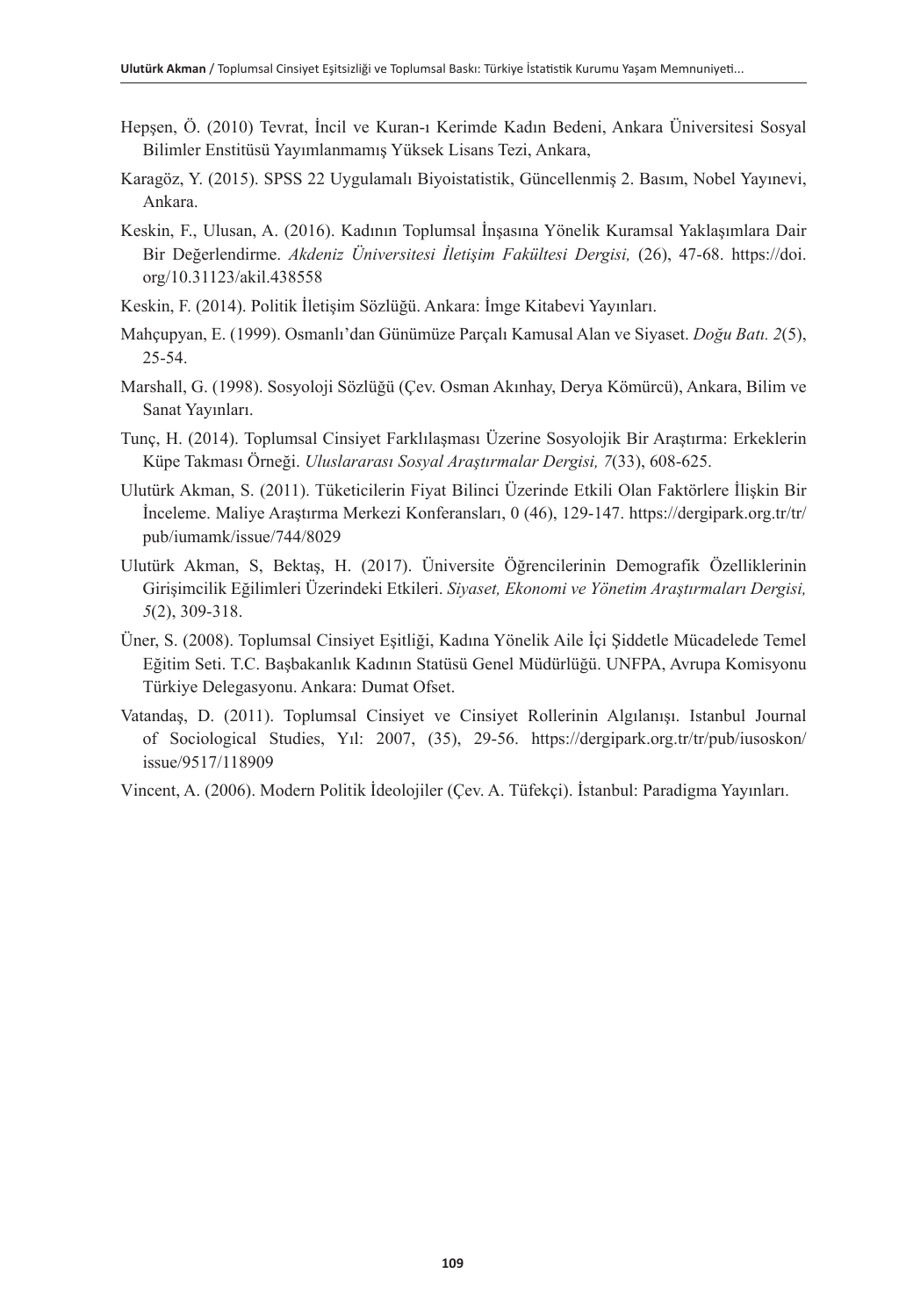Hepşen, Ö. (2010) Tevrat, İncil ve Kuran-ı Kerimde Kadın Bedeni, Ankara Üniversitesi Sosyal Bilimler Enstitüsü Yayımlanmamış Yüksek Lisans Tezi, Ankara,

Karagöz, Y. (2015). SPSS 22 Uygulamalı Biyoistatistik, Güncellenmiş 2. Basım, Nobel Yayınevi, Ankara.

Keskin, F., Ulusan, A. (2016). Kadının Toplumsal İnşasına Yönelik Kuramsal Yaklaşımlara Dair Bir Değerlendirme. *Akdeniz Üniversitesi İletişim Fakültesi Dergisi,* (26), 47-68. https://doi.org/10.31123/akil.438558

Keskin, F. (2014). Politik İletişim Sözlüğü. Ankara: İmge Kitabevi Yayınları.

Mahçupyan, E. (1999). Osmanlı'dan Günümüze Parçalı Kamusal Alan ve Siyaset. *Doğu Batı. 2*(5), 25-54.

Marshall, G. (1998). Sosyoloji Sözlüğü (Çev. Osman Akınhay, Derya Kömürcü), Ankara, Bilim ve Sanat Yayınları.

Tunç, H. (2014). Toplumsal Cinsiyet Farklılaşması Üzerine Sosyolojik Bir Araştırma: Erkeklerin Küpe Takması Örneği. *Uluslararası Sosyal Araştırmalar Dergisi, 7*(33), 608-625.

Ulutürk Akman, S. (2011). Tüketicilerin Fiyat Bilinci Üzerinde Etkili Olan Faktörlere İlişkin Bir İnceleme. Maliye Araştırma Merkezi Konferansları, 0 (46), 129-147. https://dergipark.org.tr/tr/pub/iumamk/issue/744/8029

Ulutürk Akman, S, Bektaş, H. (2017). Üniversite Öğrencilerinin Demografik Özelliklerinin Girişimcilik Eğilimleri Üzerindeki Etkileri. *Siyaset, Ekonomi ve Yönetim Araştırmaları Dergisi, 5*(2), 309-318.

Üner, S. (2008). Toplumsal Cinsiyet Eşitliği, Kadına Yönelik Aile İçi Şiddetle Mücadelede Temel Eğitim Seti. T.C. Başbakanlık Kadının Statüsü Genel Müdürlüğü. UNFPA, Avrupa Komisyonu Türkiye Delegasyonu. Ankara: Dumat Ofset.

Vatandaş, D. (2011). Toplumsal Cinsiyet ve Cinsiyet Rollerinin Algılanışı. Istanbul Journal of Sociological Studies, Yıl: 2007, (35), 29-56. https://dergipark.org.tr/tr/pub/iusoskon/issue/9517/118909

Vincent, A. (2006). Modern Politik İdeolojiler (Çev. A. Tüfekçi). İstanbul: Paradigma Yayınları.